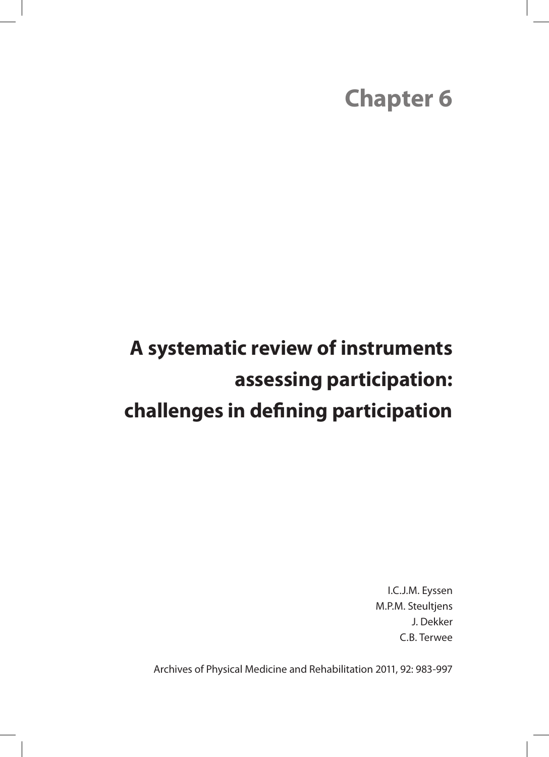# Chapter 6

## A systematic review of instruments assessing participation: challenges in defining participation

I.C.J.M. Eyssen
M.P.M. Steultjens
J. Dekker
C.B. Terwee

Archives of Physical Medicine and Rehabilitation 2011, 92: 983-997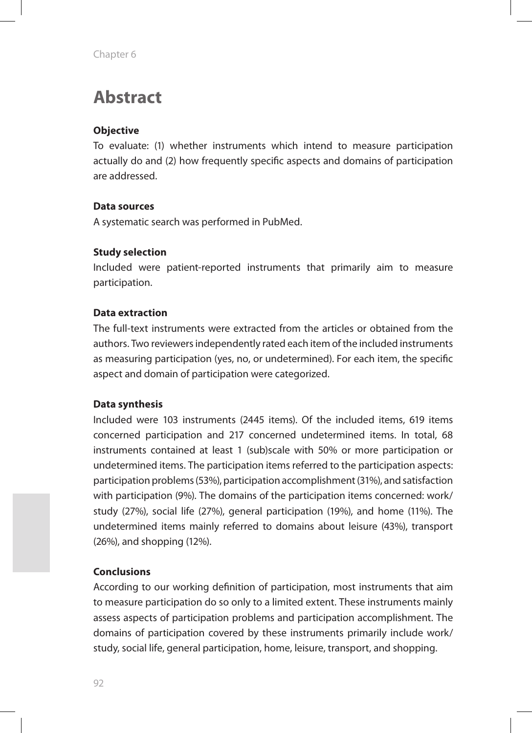# Abstract

**Objective**

To evaluate: (1) whether instruments which intend to measure participation actually do and (2) how frequently specific aspects and domains of participation are addressed.

**Data sources**

A systematic search was performed in PubMed.

**Study selection**

Included were patient-reported instruments that primarily aim to measure participation.

**Data extraction**

The full-text instruments were extracted from the articles or obtained from the authors. Two reviewers independently rated each item of the included instruments as measuring participation (yes, no, or undetermined). For each item, the specific aspect and domain of participation were categorized.

**Data synthesis**

Included were 103 instruments (2445 items). Of the included items, 619 items concerned participation and 217 concerned undetermined items. In total, 68 instruments contained at least 1 (sub)scale with 50% or more participation or undetermined items. The participation items referred to the participation aspects: participation problems (53%), participation accomplishment (31%), and satisfaction with participation (9%). The domains of the participation items concerned: work/study (27%), social life (27%), general participation (19%), and home (11%). The undetermined items mainly referred to domains about leisure (43%), transport (26%), and shopping (12%).

**Conclusions**

According to our working definition of participation, most instruments that aim to measure participation do so only to a limited extent. These instruments mainly assess aspects of participation problems and participation accomplishment. The domains of participation covered by these instruments primarily include work/study, social life, general participation, home, leisure, transport, and shopping.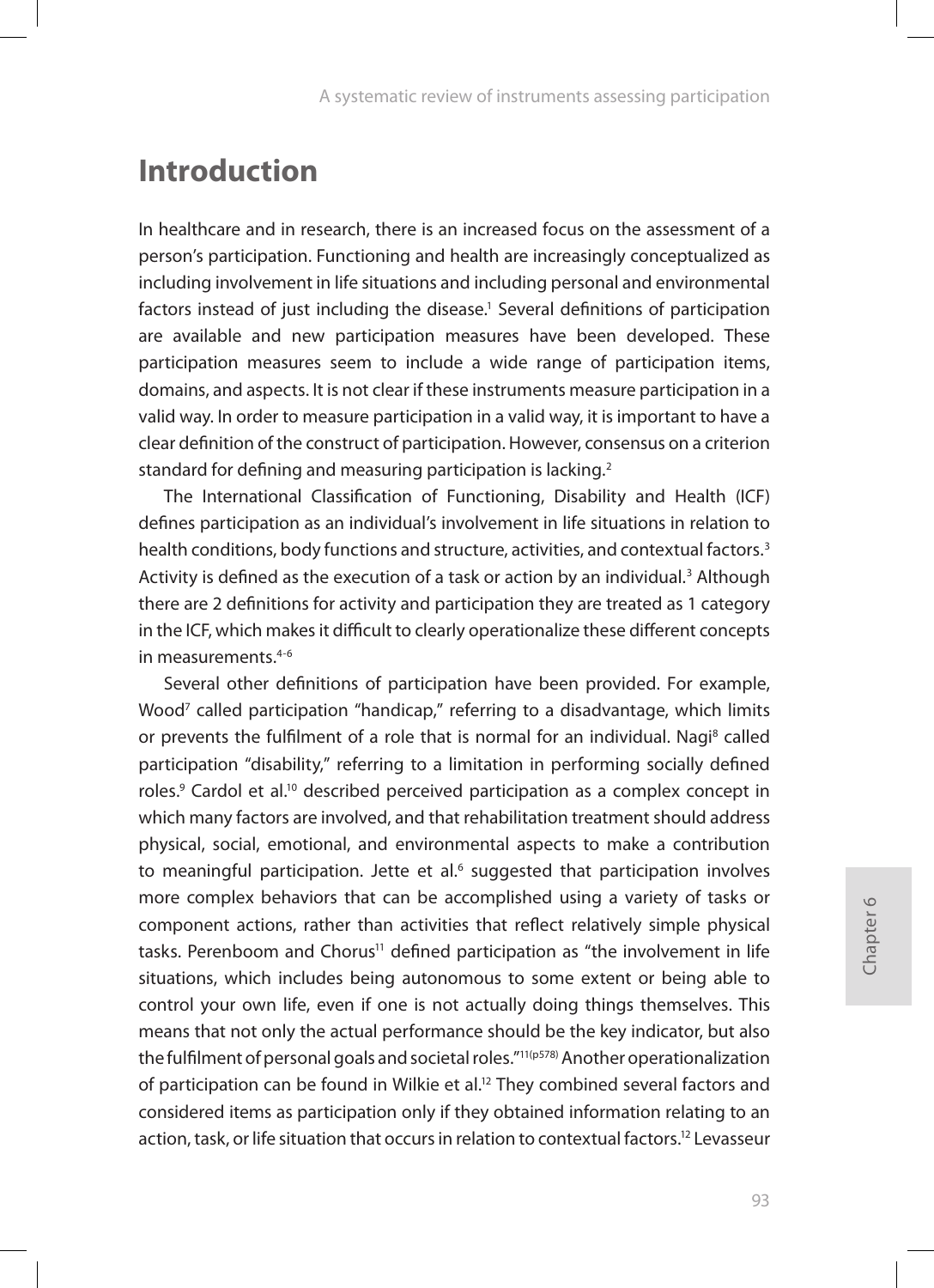# Introduction

In healthcare and in research, there is an increased focus on the assessment of a person's participation. Functioning and health are increasingly conceptualized as including involvement in life situations and including personal and environmental factors instead of just including the disease.[1] Several definitions of participation are available and new participation measures have been developed. These participation measures seem to include a wide range of participation items, domains, and aspects. It is not clear if these instruments measure participation in a valid way. In order to measure participation in a valid way, it is important to have a clear definition of the construct of participation. However, consensus on a criterion standard for defining and measuring participation is lacking.[2]

The International Classification of Functioning, Disability and Health (ICF) defines participation as an individual's involvement in life situations in relation to health conditions, body functions and structure, activities, and contextual factors.[3] Activity is defined as the execution of a task or action by an individual.[3] Although there are 2 definitions for activity and participation they are treated as 1 category in the ICF, which makes it difficult to clearly operationalize these different concepts in measurements.[4-6]

Several other definitions of participation have been provided. For example, Wood[7] called participation "handicap," referring to a disadvantage, which limits or prevents the fulfilment of a role that is normal for an individual. Nagi[8] called participation "disability," referring to a limitation in performing socially defined roles.[9] Cardol et al.[10] described perceived participation as a complex concept in which many factors are involved, and that rehabilitation treatment should address physical, social, emotional, and environmental aspects to make a contribution to meaningful participation. Jette et al.[6] suggested that participation involves more complex behaviors that can be accomplished using a variety of tasks or component actions, rather than activities that reflect relatively simple physical tasks. Perenboom and Chorus[11] defined participation as "the involvement in life situations, which includes being autonomous to some extent or being able to control your own life, even if one is not actually doing things themselves. This means that not only the actual performance should be the key indicator, but also the fulfilment of personal goals and societal roles."[11(p578)] Another operationalization of participation can be found in Wilkie et al.[12] They combined several factors and considered items as participation only if they obtained information relating to an action, task, or life situation that occurs in relation to contextual factors.[12] Levasseur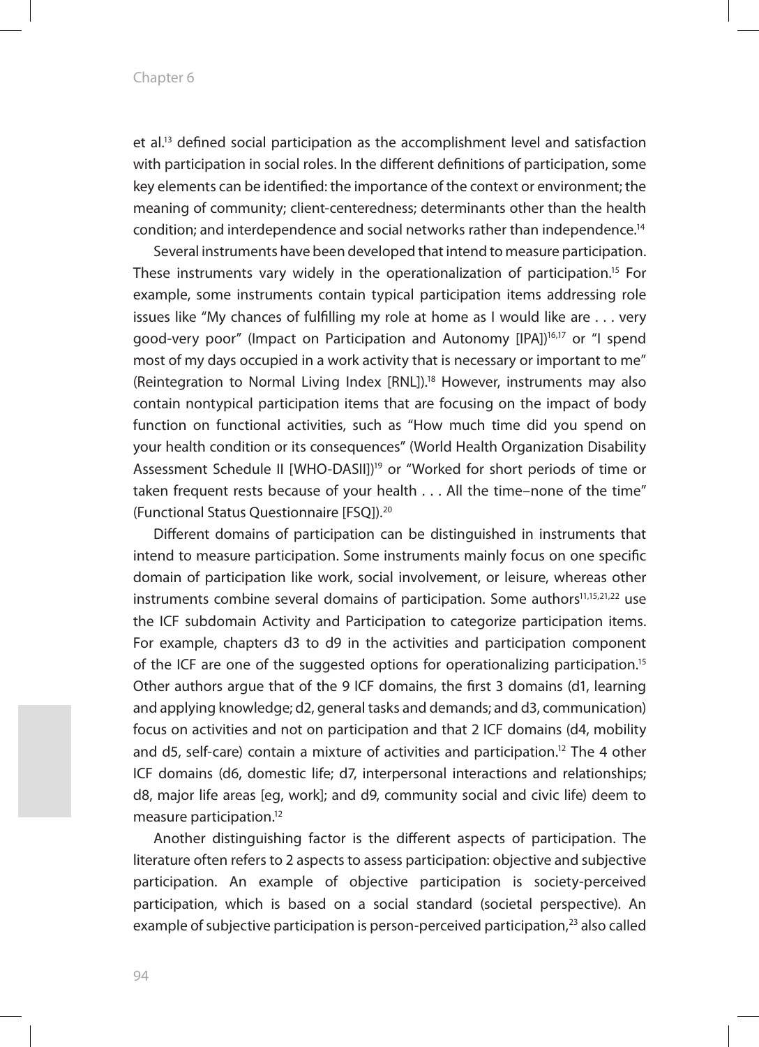et al.[13] defined social participation as the accomplishment level and satisfaction with participation in social roles. In the different definitions of participation, some key elements can be identified: the importance of the context or environment; the meaning of community; client-centeredness; determinants other than the health condition; and interdependence and social networks rather than independence.[14]

Several instruments have been developed that intend to measure participation. These instruments vary widely in the operationalization of participation.[15] For example, some instruments contain typical participation items addressing role issues like "My chances of fulfilling my role at home as I would like are . . . very good-very poor" (Impact on Participation and Autonomy [IPA])[16,17] or "I spend most of my days occupied in a work activity that is necessary or important to me" (Reintegration to Normal Living Index [RNL]).[18] However, instruments may also contain nontypical participation items that are focusing on the impact of body function on functional activities, such as "How much time did you spend on your health condition or its consequences" (World Health Organization Disability Assessment Schedule II [WHO-DASII])[19] or "Worked for short periods of time or taken frequent rests because of your health . . . All the time–none of the time" (Functional Status Questionnaire [FSQ]).[20]

Different domains of participation can be distinguished in instruments that intend to measure participation. Some instruments mainly focus on one specific domain of participation like work, social involvement, or leisure, whereas other instruments combine several domains of participation. Some authors[11,15,21,22] use the ICF subdomain Activity and Participation to categorize participation items. For example, chapters d3 to d9 in the activities and participation component of the ICF are one of the suggested options for operationalizing participation.[15] Other authors argue that of the 9 ICF domains, the first 3 domains (d1, learning and applying knowledge; d2, general tasks and demands; and d3, communication) focus on activities and not on participation and that 2 ICF domains (d4, mobility and d5, self-care) contain a mixture of activities and participation.[12] The 4 other ICF domains (d6, domestic life; d7, interpersonal interactions and relationships; d8, major life areas [eg, work]; and d9, community social and civic life) deem to measure participation.[12]

Another distinguishing factor is the different aspects of participation. The literature often refers to 2 aspects to assess participation: objective and subjective participation. An example of objective participation is society-perceived participation, which is based on a social standard (societal perspective). An example of subjective participation is person-perceived participation,[23] also called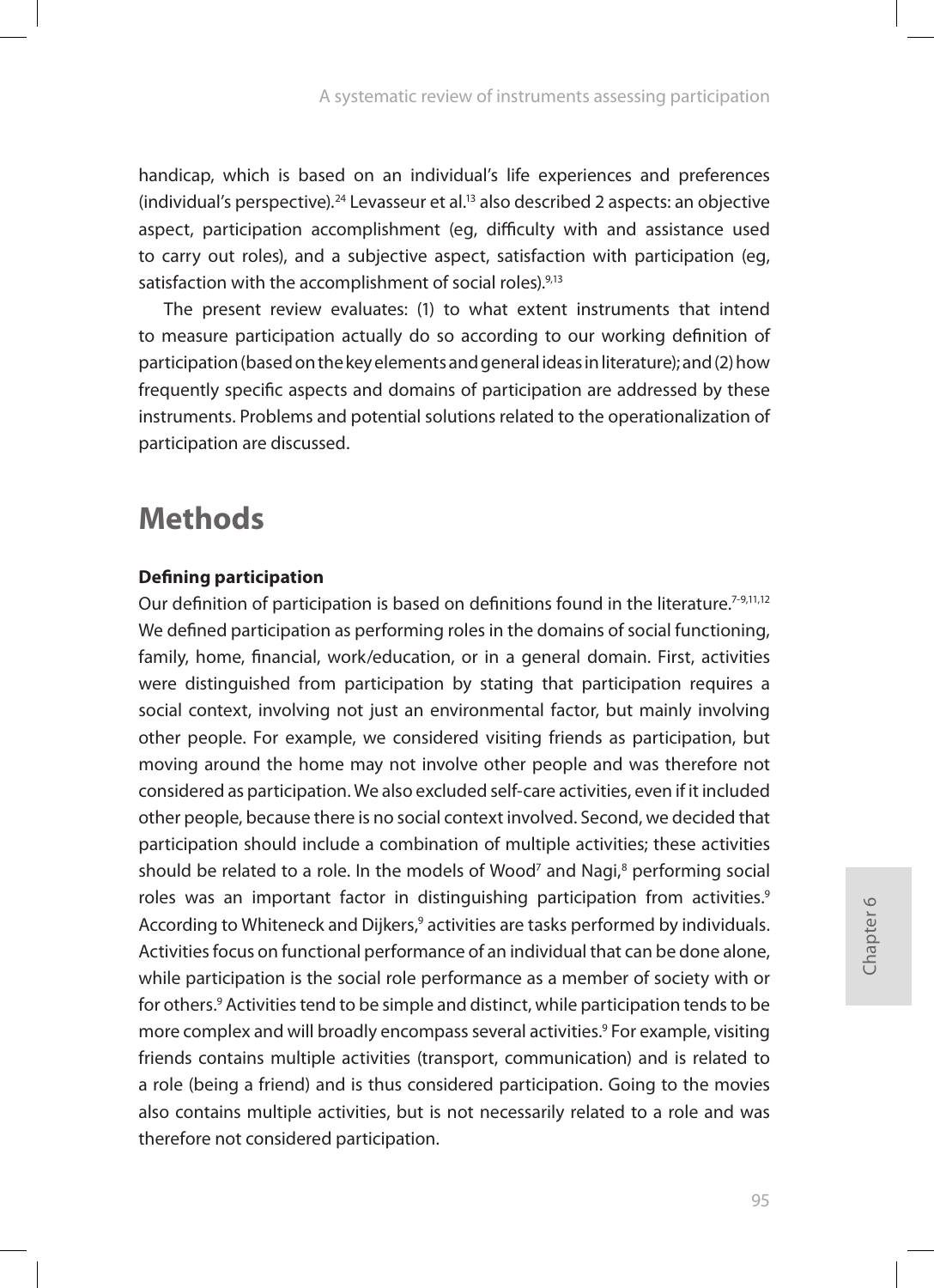handicap, which is based on an individual's life experiences and preferences (individual's perspective).[24] Levasseur et al.[13] also described 2 aspects: an objective aspect, participation accomplishment (eg, difficulty with and assistance used to carry out roles), and a subjective aspect, satisfaction with participation (eg, satisfaction with the accomplishment of social roles).[9,13]

The present review evaluates: (1) to what extent instruments that intend to measure participation actually do so according to our working definition of participation (based on the key elements and general ideas in literature); and (2) how frequently specific aspects and domains of participation are addressed by these instruments. Problems and potential solutions related to the operationalization of participation are discussed.

# Methods

### Defining participation

Our definition of participation is based on definitions found in the literature.[7-9,11,12] We defined participation as performing roles in the domains of social functioning, family, home, financial, work/education, or in a general domain. First, activities were distinguished from participation by stating that participation requires a social context, involving not just an environmental factor, but mainly involving other people. For example, we considered visiting friends as participation, but moving around the home may not involve other people and was therefore not considered as participation. We also excluded self-care activities, even if it included other people, because there is no social context involved. Second, we decided that participation should include a combination of multiple activities; these activities should be related to a role. In the models of Wood[7] and Nagi,[8] performing social roles was an important factor in distinguishing participation from activities.[9] According to Whiteneck and Dijkers,[9] activities are tasks performed by individuals. Activities focus on functional performance of an individual that can be done alone, while participation is the social role performance as a member of society with or for others.[9] Activities tend to be simple and distinct, while participation tends to be more complex and will broadly encompass several activities.[9] For example, visiting friends contains multiple activities (transport, communication) and is related to a role (being a friend) and is thus considered participation. Going to the movies also contains multiple activities, but is not necessarily related to a role and was therefore not considered participation.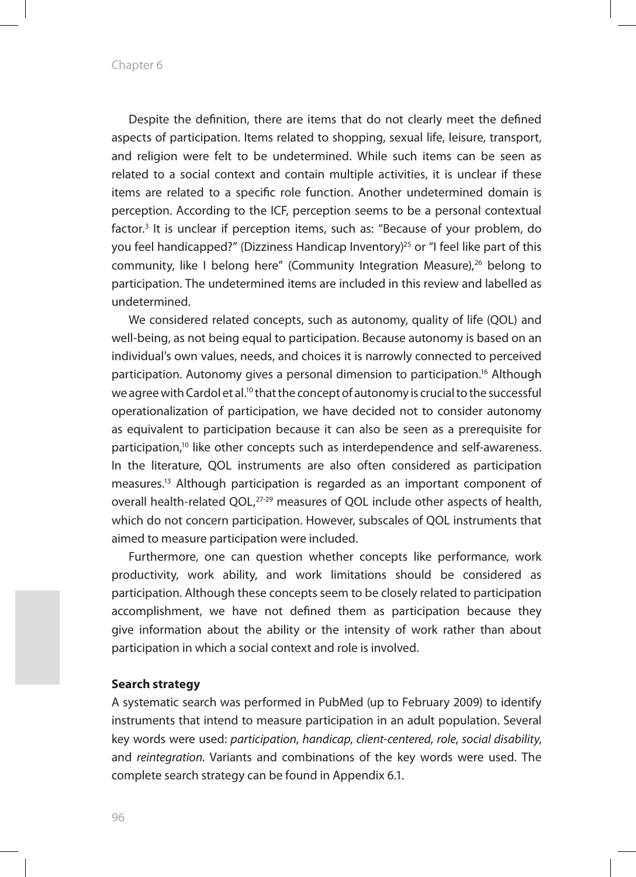Despite the definition, there are items that do not clearly meet the defined aspects of participation. Items related to shopping, sexual life, leisure, transport, and religion were felt to be undetermined. While such items can be seen as related to a social context and contain multiple activities, it is unclear if these items are related to a specific role function. Another undetermined domain is perception. According to the ICF, perception seems to be a personal contextual factor.[3] It is unclear if perception items, such as: "Because of your problem, do you feel handicapped?" (Dizziness Handicap Inventory)[25] or "I feel like part of this community, like I belong here" (Community Integration Measure),[26] belong to participation. The undetermined items are included in this review and labelled as undetermined.

We considered related concepts, such as autonomy, quality of life (QOL) and well-being, as not being equal to participation. Because autonomy is based on an individual's own values, needs, and choices it is narrowly connected to perceived participation. Autonomy gives a personal dimension to participation.[16] Although we agree with Cardol et al.[10] that the concept of autonomy is crucial to the successful operationalization of participation, we have decided not to consider autonomy as equivalent to participation because it can also be seen as a prerequisite for participation,[10] like other concepts such as interdependence and self-awareness. In the literature, QOL instruments are also often considered as participation measures.[13] Although participation is regarded as an important component of overall health-related QOL,[27-29] measures of QOL include other aspects of health, which do not concern participation. However, subscales of QOL instruments that aimed to measure participation were included.

Furthermore, one can question whether concepts like performance, work productivity, work ability, and work limitations should be considered as participation. Although these concepts seem to be closely related to participation accomplishment, we have not defined them as participation because they give information about the ability or the intensity of work rather than about participation in which a social context and role is involved.

**Search strategy**

A systematic search was performed in PubMed (up to February 2009) to identify instruments that intend to measure participation in an adult population. Several key words were used: *participation*, *handicap*, *client-centered*, *role*, *social disability*, and *reintegration*. Variants and combinations of the key words were used. The complete search strategy can be found in Appendix 6.1.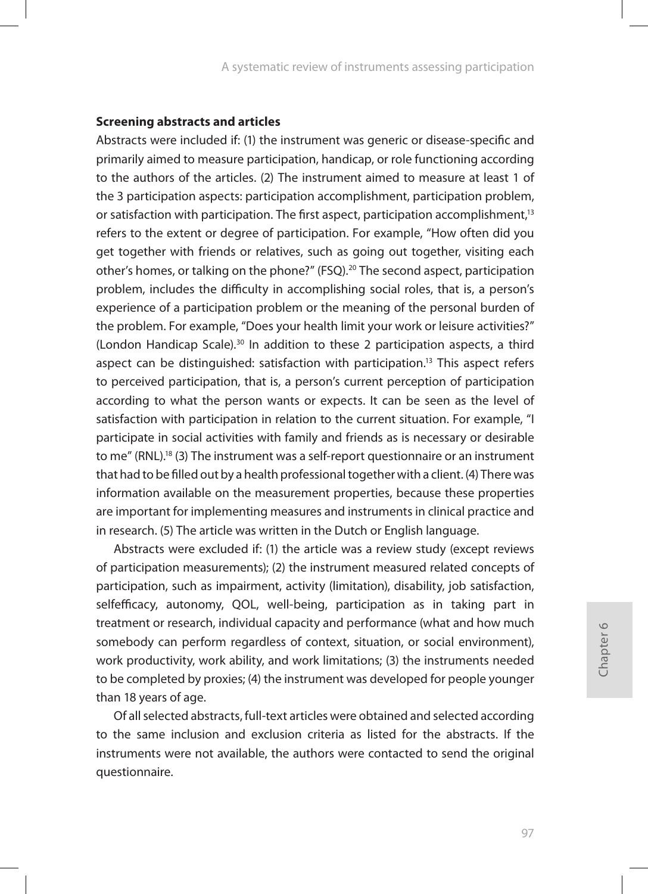### Screening abstracts and articles

Abstracts were included if: (1) the instrument was generic or disease-specific and primarily aimed to measure participation, handicap, or role functioning according to the authors of the articles. (2) The instrument aimed to measure at least 1 of the 3 participation aspects: participation accomplishment, participation problem, or satisfaction with participation. The first aspect, participation accomplishment,[13] refers to the extent or degree of participation. For example, "How often did you get together with friends or relatives, such as going out together, visiting each other's homes, or talking on the phone?" (FSQ).[20] The second aspect, participation problem, includes the difficulty in accomplishing social roles, that is, a person's experience of a participation problem or the meaning of the personal burden of the problem. For example, "Does your health limit your work or leisure activities?" (London Handicap Scale).[30] In addition to these 2 participation aspects, a third aspect can be distinguished: satisfaction with participation.[13] This aspect refers to perceived participation, that is, a person's current perception of participation according to what the person wants or expects. It can be seen as the level of satisfaction with participation in relation to the current situation. For example, "I participate in social activities with family and friends as is necessary or desirable to me" (RNL).[18] (3) The instrument was a self-report questionnaire or an instrument that had to be filled out by a health professional together with a client. (4) There was information available on the measurement properties, because these properties are important for implementing measures and instruments in clinical practice and in research. (5) The article was written in the Dutch or English language.

Abstracts were excluded if: (1) the article was a review study (except reviews of participation measurements); (2) the instrument measured related concepts of participation, such as impairment, activity (limitation), disability, job satisfaction, selfefficacy, autonomy, QOL, well-being, participation as in taking part in treatment or research, individual capacity and performance (what and how much somebody can perform regardless of context, situation, or social environment), work productivity, work ability, and work limitations; (3) the instruments needed to be completed by proxies; (4) the instrument was developed for people younger than 18 years of age.

Of all selected abstracts, full-text articles were obtained and selected according to the same inclusion and exclusion criteria as listed for the abstracts. If the instruments were not available, the authors were contacted to send the original questionnaire.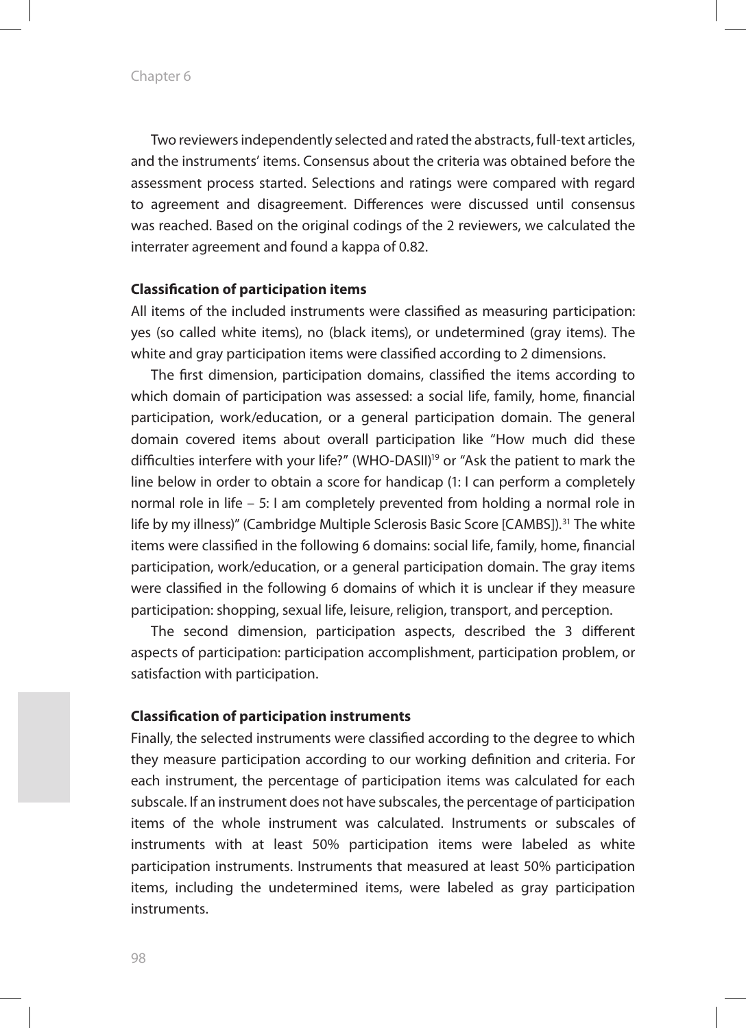Two reviewers independently selected and rated the abstracts, full-text articles, and the instruments' items. Consensus about the criteria was obtained before the assessment process started. Selections and ratings were compared with regard to agreement and disagreement. Differences were discussed until consensus was reached. Based on the original codings of the 2 reviewers, we calculated the interrater agreement and found a kappa of 0.82.

**Classification of participation items**

All items of the included instruments were classified as measuring participation: yes (so called white items), no (black items), or undetermined (gray items). The white and gray participation items were classified according to 2 dimensions.

The first dimension, participation domains, classified the items according to which domain of participation was assessed: a social life, family, home, financial participation, work/education, or a general participation domain. The general domain covered items about overall participation like "How much did these difficulties interfere with your life?" (WHO-DASII)[19] or "Ask the patient to mark the line below in order to obtain a score for handicap (1: I can perform a completely normal role in life – 5: I am completely prevented from holding a normal role in life by my illness)" (Cambridge Multiple Sclerosis Basic Score [CAMBS]).[31] The white items were classified in the following 6 domains: social life, family, home, financial participation, work/education, or a general participation domain. The gray items were classified in the following 6 domains of which it is unclear if they measure participation: shopping, sexual life, leisure, religion, transport, and perception.

The second dimension, participation aspects, described the 3 different aspects of participation: participation accomplishment, participation problem, or satisfaction with participation.

**Classification of participation instruments**

Finally, the selected instruments were classified according to the degree to which they measure participation according to our working definition and criteria. For each instrument, the percentage of participation items was calculated for each subscale. If an instrument does not have subscales, the percentage of participation items of the whole instrument was calculated. Instruments or subscales of instruments with at least 50% participation items were labeled as white participation instruments. Instruments that measured at least 50% participation items, including the undetermined items, were labeled as gray participation instruments.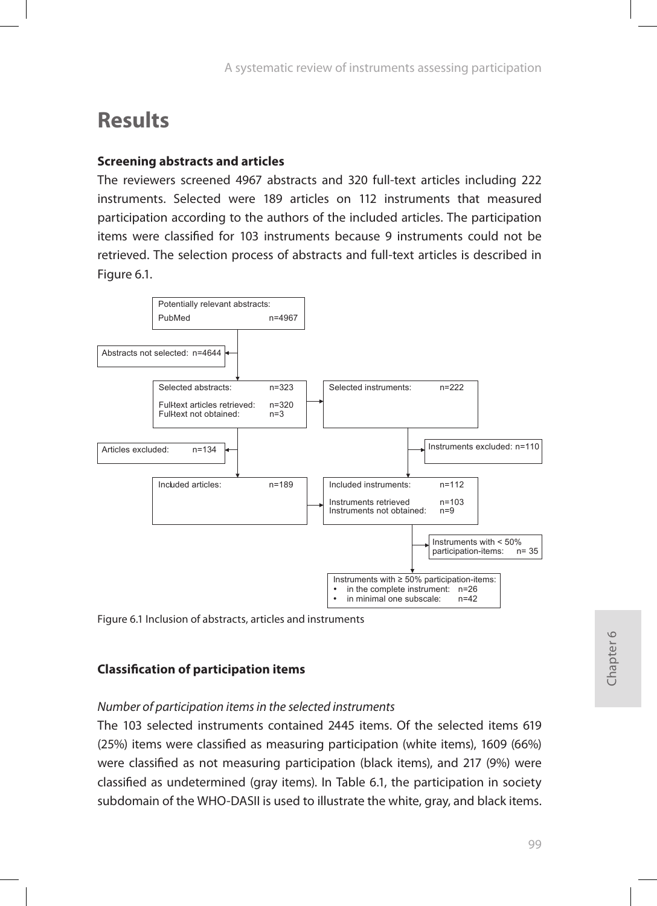# Results

**Screening abstracts and articles**

The reviewers screened 4967 abstracts and 320 full-text articles including 222 instruments. Selected were 189 articles on 112 instruments that measured participation according to the authors of the included articles. The participation items were classified for 103 instruments because 9 instruments could not be retrieved. The selection process of abstracts and full-text articles is described in Figure 6.1.

Potentially relevant abstracts: PubMed n=4967

Abstracts not selected: n=4644

Selected abstracts: n=323
Full-text articles retrieved: n=320
Full-text not obtained: n=3

Selected instruments: n=222

Articles excluded: n=134

Instruments excluded: n=110

Included articles: n=189

Included instruments: n=112
Instruments retrieved n=103
Instruments not obtained: n=9

Instruments with < 50% participation-items: n= 35

Instruments with ≥ 50% participation-items:
- in the complete instrument: n=26
- in minimal one subscale: n=42

Figure 6.1 Inclusion of abstracts, articles and instruments

**Classification of participation items**

*Number of participation items in the selected instruments*

The 103 selected instruments contained 2445 items. Of the selected items 619 (25%) items were classified as measuring participation (white items), 1609 (66%) were classified as not measuring participation (black items), and 217 (9%) were classified as undetermined (gray items). In Table 6.1, the participation in society subdomain of the WHO-DASII is used to illustrate the white, gray, and black items.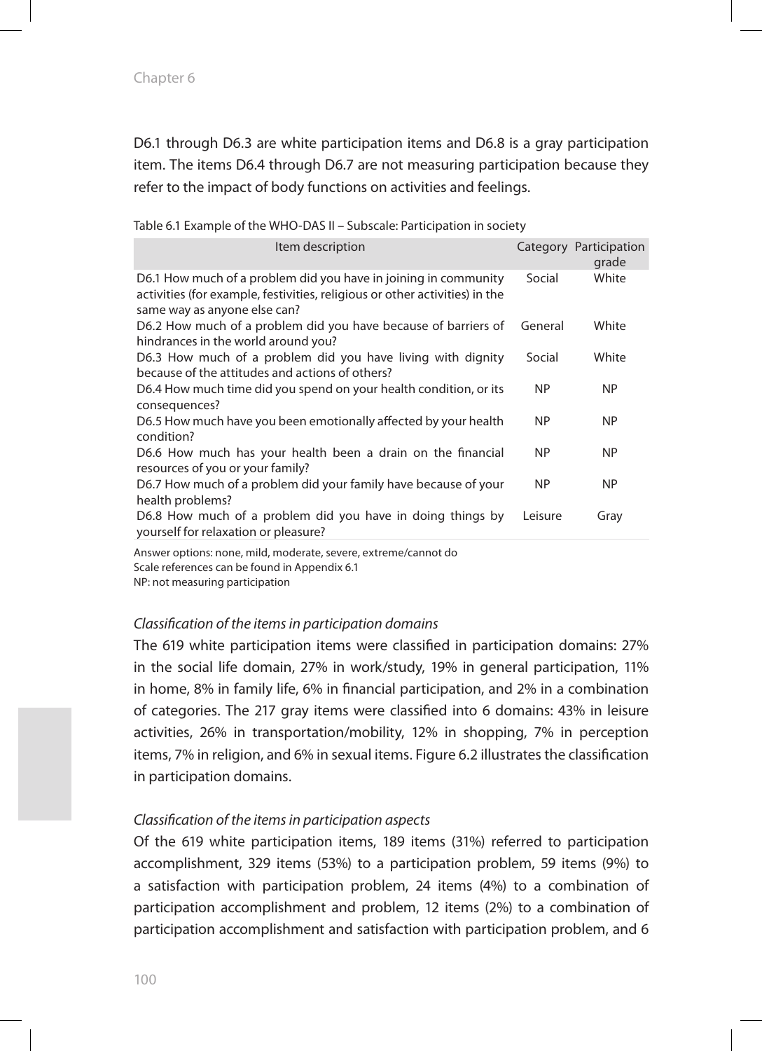D6.1 through D6.3 are white participation items and D6.8 is a gray participation item. The items D6.4 through D6.7 are not measuring participation because they refer to the impact of body functions on activities and feelings.

Table 6.1 Example of the WHO-DAS II – Subscale: Participation in society

| Item description | Category | Participation grade |
|---|---|---|
| D6.1 How much of a problem did you have in joining in community activities (for example, festivities, religious or other activities) in the same way as anyone else can? | Social | White |
| D6.2 How much of a problem did you have because of barriers of hindrances in the world around you? | General | White |
| D6.3 How much of a problem did you have living with dignity because of the attitudes and actions of others? | Social | White |
| D6.4 How much time did you spend on your health condition, or its consequences? | NP | NP |
| D6.5 How much have you been emotionally affected by your health condition? | NP | NP |
| D6.6 How much has your health been a drain on the financial resources of you or your family? | NP | NP |
| D6.7 How much of a problem did your family have because of your health problems? | NP | NP |
| D6.8 How much of a problem did you have in doing things by yourself for relaxation or pleasure? | Leisure | Gray |

Answer options: none, mild, moderate, severe, extreme/cannot do
Scale references can be found in Appendix 6.1
NP: not measuring participation

*Classification of the items in participation domains*

The 619 white participation items were classified in participation domains: 27% in the social life domain, 27% in work/study, 19% in general participation, 11% in home, 8% in family life, 6% in financial participation, and 2% in a combination of categories. The 217 gray items were classified into 6 domains: 43% in leisure activities, 26% in transportation/mobility, 12% in shopping, 7% in perception items, 7% in religion, and 6% in sexual items. Figure 6.2 illustrates the classification in participation domains.

*Classification of the items in participation aspects*

Of the 619 white participation items, 189 items (31%) referred to participation accomplishment, 329 items (53%) to a participation problem, 59 items (9%) to a satisfaction with participation problem, 24 items (4%) to a combination of participation accomplishment and problem, 12 items (2%) to a combination of participation accomplishment and satisfaction with participation problem, and 6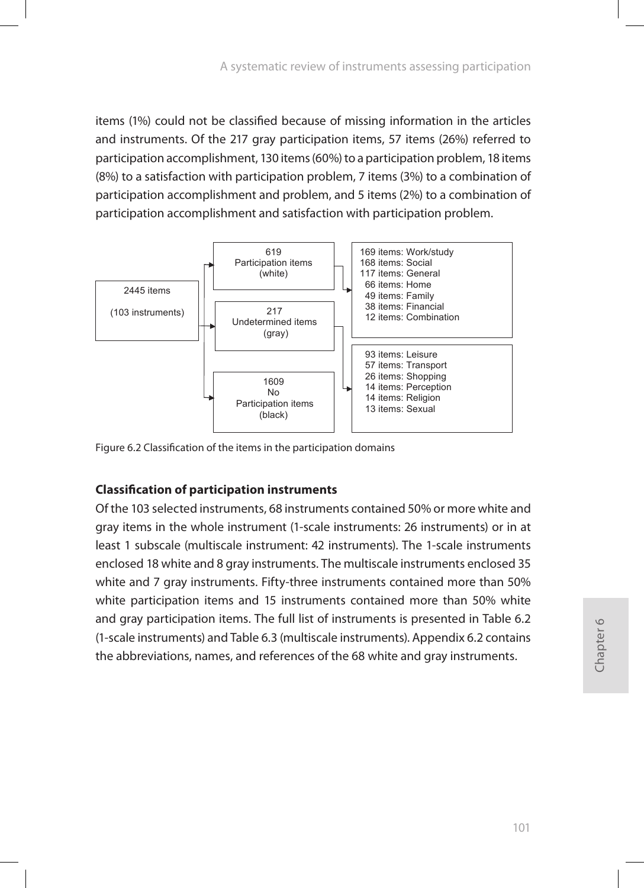items (1%) could not be classified because of missing information in the articles and instruments. Of the 217 gray participation items, 57 items (26%) referred to participation accomplishment, 130 items (60%) to a participation problem, 18 items (8%) to a satisfaction with participation problem, 7 items (3%) to a combination of participation accomplishment and problem, and 5 items (2%) to a combination of participation accomplishment and satisfaction with participation problem.

2445 items (103 instruments)

619 Participation items (white)

217 Undetermined items (gray)

1609 No Participation items (black)

169 items: Work/study
168 items: Social
117 items: General
66 items: Home
49 items: Family
38 items: Financial
12 items: Combination

93 items: Leisure
57 items: Transport
26 items: Shopping
14 items: Perception
14 items: Religion
13 items: Sexual

Figure 6.2 Classification of the items in the participation domains

### Classification of participation instruments

Of the 103 selected instruments, 68 instruments contained 50% or more white and gray items in the whole instrument (1-scale instruments: 26 instruments) or in at least 1 subscale (multiscale instrument: 42 instruments). The 1-scale instruments enclosed 18 white and 8 gray instruments. The multiscale instruments enclosed 35 white and 7 gray instruments. Fifty-three instruments contained more than 50% white participation items and 15 instruments contained more than 50% white and gray participation items. The full list of instruments is presented in Table 6.2 (1-scale instruments) and Table 6.3 (multiscale instruments). Appendix 6.2 contains the abbreviations, names, and references of the 68 white and gray instruments.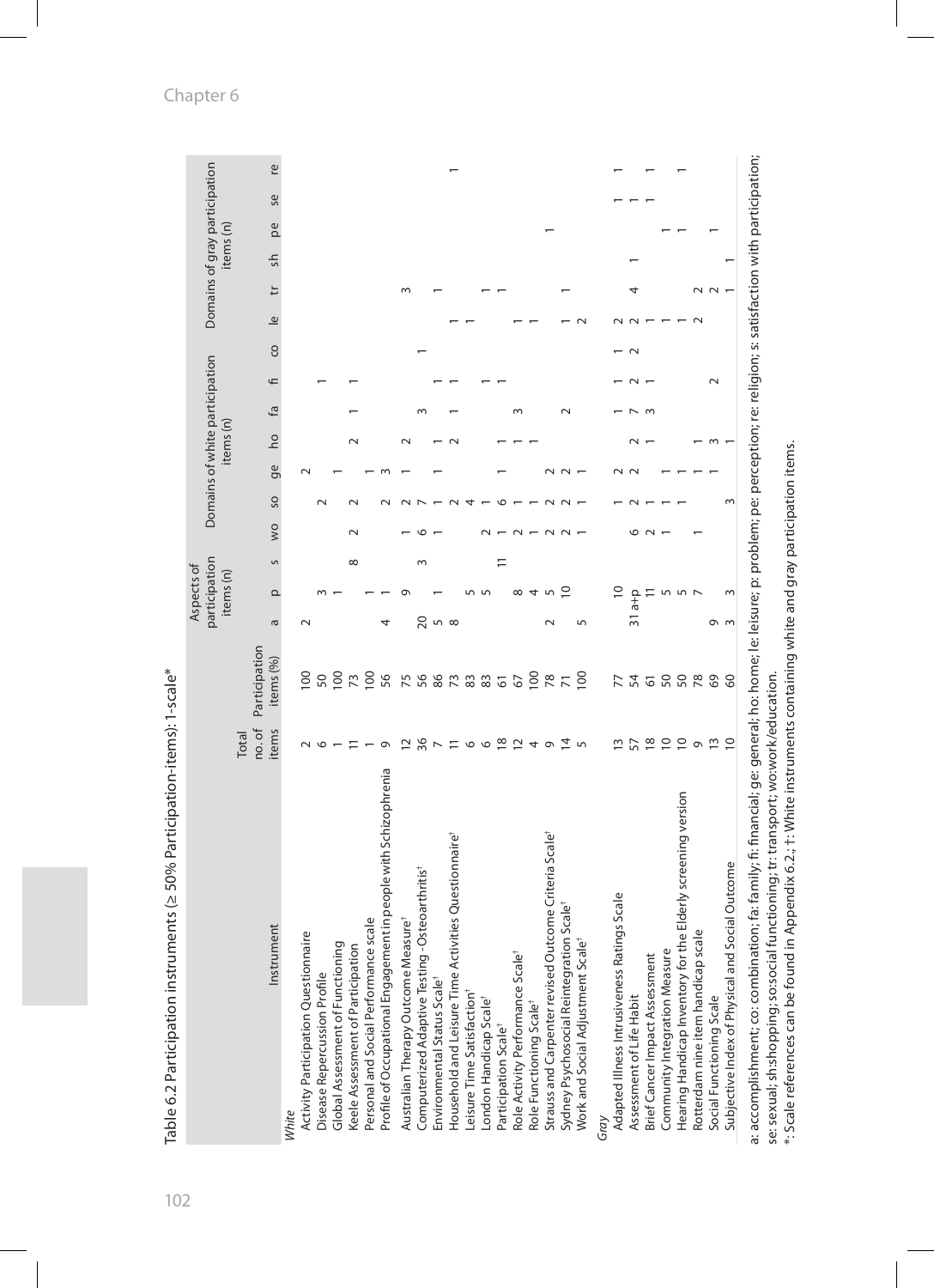Table 6.2 Participation instruments (≥ 50% Participation-items): 1-scale*

| Instrument | Total no. of items | Participation items (%) | Aspects of participation items (n) | | | Domains of white participation items (n) | | | | | | Domains of gray participation items (n) | | | | | | |
|---|---|---|---|---|---|---|---|---|---|---|---|---|---|---|---|---|---|---|
| | | | a | p | s | wo | so | ge | ho | fa | fi | co | le | tr | sh | pe | se | re |
| *White* | | | | | | | | | | | | | | | | | | |
| Activity Participation Questionnaire | 2 | 100 | 2 | | | | | 2 | | | | | | | | | | |
| Disease Repercussion Profile | 6 | 50 | | 3 | | | 2 | | | | 1 | | | | | | | |
| Global Assessment of Functioning | 1 | 100 | | 1 | | | | 1 | | | | | | | | | | |
| Keele Assessment of Participation | 11 | 73 | | | 8 | 2 | 2 | | 2 | 1 | 1 | | | | | | | |
| Personal and Social Performance scale | 1 | 100 | | 1 | | | | 1 | | | | | | | | | | |
| Profile of Occupational Engagement in people with Schizophrenia | 9 | 56 | 4 | 1 | | | 2 | 3 | | | | | | | | | | |
| Australian Therapy Outcome Measure† | 12 | 75 | | 9 | | 1 | 2 | 1 | 2 | | | | | 3 | | | | |
| Computerized Adaptive Testing -Osteoarthritis† | 36 | 56 | 20 | | 3 | 6 | 7 | | | 3 | | 1 | | | | | | |
| Environmental Status Scale† | 7 | 86 | 5 | 1 | | 1 | 1 | 1 | 1 | | 1 | | | 1 | | | | |
| Household and Leisure Time Activities Questionnaire† | 11 | 73 | 8 | | | | 2 | | 2 | 1 | 1 | | 1 | | | | | 1 |
| Leisure Time Satisfaction† | 6 | 83 | | 5 | | | 4 | | | | | | 1 | | | | | |
| London Handicap Scale† | 6 | 83 | | 5 | | 2 | 1 | | | | | | | 1 | | | | |
| Participation Scale† | 18 | 61 | | | 11 | 1 | 6 | 1 | 1 | | 1 | | | 1 | | | | |
| Role Activity Performance Scale† | 12 | 67 | | 8 | | 2 | 1 | | 1 | 3 | | | 1 | | | | | |
| Role Functioning Scale† | 4 | 100 | | 4 | | 1 | 1 | | 1 | | | | 1 | | | | | |
| Strauss and Carpenter revised Outcome Criteria Scale† | 9 | 78 | 2 | 5 | | 2 | 2 | 2 | | | | | | | | 1 | | |
| Sydney Psychosocial Reintegration Scale† | 14 | 71 | | 10 | | 2 | 2 | 2 | | 2 | | | 1 | 1 | | | | |
| Work and Social Adjustment Scale† | 5 | 100 | 5 | | | 1 | 1 | 1 | | | | | 2 | | | | | |
| *Gray* | | | | | | | | | | | | | | | | | | |
| Adapted Illness Intrusiveness Ratings Scale | 13 | 77 | | 10 | | | 1 | 2 | | 1 | 1 | 1 | 2 | | | | 1 | 1 |
| Assessment of Life Habit | 57 | 54 | 31 a+p | | | 6 | 2 | 2 | 2 | 7 | 2 | 2 | 2 | 4 | 1 | | 1 | |
| Brief Cancer Impact Assessment | 18 | 61 | | 11 | | 2 | 1 | | 1 | 3 | 1 | | 1 | | | | 1 | 1 |
| Community Integration Measure | 10 | 50 | | 5 | | 1 | 1 | 1 | | | | | 1 | | | 1 | | |
| Hearing Handicap Inventory for the Elderly screening version | 10 | 50 | | 5 | | 1 | 1 | 1 | | | | | 1 | | | 1 | | 1 |
| Rotterdam nine item handicap scale | 9 | 78 | | 7 | | 1 | | 1 | 1 | | | | 2 | 2 | | | | |
| Social Functioning Scale | 13 | 69 | 9 | | | | | 1 | 3 | | 2 | | | 2 | | 1 | | |
| Subjective Index of Physical and Social Outcome | 10 | 60 | 3 | 3 | | | 3 | | 1 | | | | | 1 | 1 | | | |

a: accomplishment; co: combination; fa: family; fi: financial; ge: general; ho: home; le: leisure; p: problem; pe: perception; re: religion; s: satisfaction with participation; se: sexual; sh:shopping; so:social functioning; tr: transport; wo:work/education.
*: Scale references can be found in Appendix 6.2.; †: White instruments containing white and gray participation items.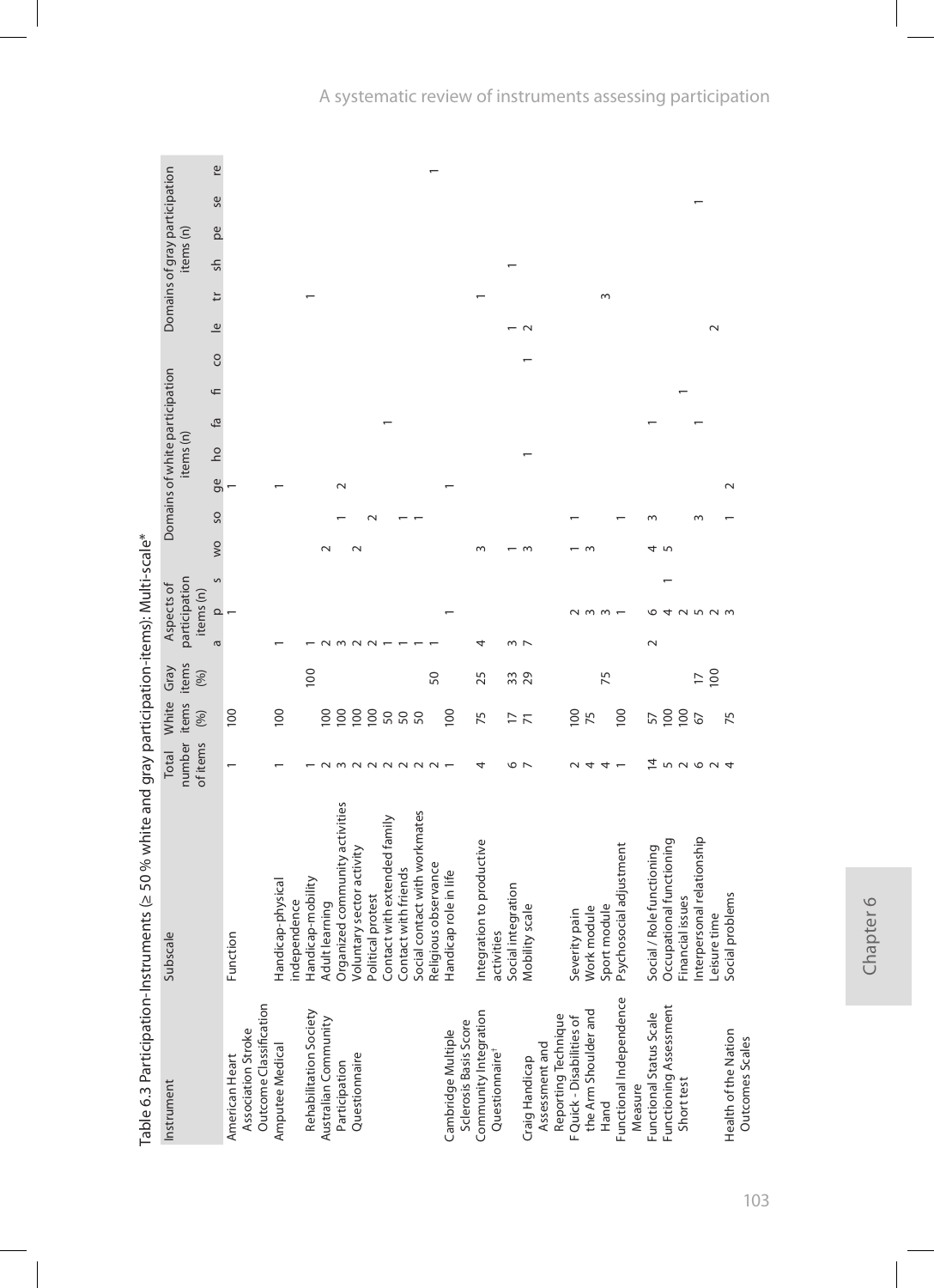Table 6.3 Participation-Instruments (≥ 50 % white and gray participation-items): Multi-scale*

| Instrument | Subscale | Total number of items | White items (%) | Gray items (%) | Aspects of participation items (n) | | | Domains of white participation items (n) | | | | | | | Domains of gray participation items (n) | | | | | |
|---|---|---|---|---|---|---|---|---|---|---|---|---|---|---|---|---|---|---|---|---|
| | | | | | a | p | s | wo | so | ge | ho | fa | fi | co | le | tr | sh | pe | se | re |
| American Heart Association Stroke Outcome Classification | Function | 1 | 100 | | | 1 | | | | 1 | | | | | | | | | | |
| Amputee Medical Rehabilitation Society | Handicap-physical independence | 1 | 100 | | 1 | | | | | 1 | | | | | | | | | | |
| | Handicap-mobility | 1 | | 100 | 1 | | | | | | | | | | | 1 | | | | |
| Australian Community Participation Questionnaire | Adult learning | 2 | 100 | | 2 | | | 2 | | | | | | | | | | | | |
| | Organized community activities | 3 | 100 | | 3 | | | | 1 | 2 | | | | | | | | | | |
| | Voluntary sector activity | 2 | 100 | | 2 | | | 2 | | | | | | | | | | | | |
| | Political protest | 2 | 100 | | 2 | | | | 2 | | | | | | | | | | | |
| | Contact with extended family | 2 | 50 | | 1 | | | | | | | 1 | | | | | | | | |
| | Contact with friends | 2 | 50 | | 1 | | | | 1 | | | | | | | | | | | |
| | Social contact with workmates | 2 | 50 | | 1 | | | | 1 | | | | | | | | | | | |
| | Religious observance | 2 | | 50 | 1 | | | | | | | | | | | | | | | 1 |
| Cambridge Multiple Sclerosis Basis Score | Handicap role in life | 1 | 100 | | | 1 | | | | 1 | | | | | | | | | | |
| Community Integration Questionnaire† | Integration to productive activities | 4 | 75 | 25 | 4 | | | 3 | | | | | | | | 1 | | | | |
| Craig Handicap Assessment and Reporting Technique | Social integration | 6 | 17 | 33 | 3 | | | 1 | | | | | | | 1 | | 1 | | | |
| | Mobility scale | 7 | 71 | 29 | 7 | | | 3 | | | 1 | | | 1 | 2 | | | | | |
| FQuick - Disabilities of the Arm Shoulder and Hand | Severity pain | 2 | 100 | | | 2 | | 1 | 1 | | | | | | | | | | | |
| | Work module | 4 | 75 | | | 3 | | 3 | | | | | | | | | | | | |
| | Sport module | 4 | | 75 | | 3 | | | | | | | | | | 3 | | | | |
| Functional Independence Measure | Psychosocial adjustment | 1 | 100 | | | 1 | | | 1 | | | | | | | | | | | |
| Functional Status Scale | Social / Role functioning | 14 | 57 | | 2 | 6 | | 4 | 3 | | | 1 | | | | | | | | |
| Functioning Assessment Short test | Occupational functioning | 5 | 100 | | | 4 | 1 | 5 | | | | | | | | | | | | |
| | Financial issues | 2 | 100 | | | 2 | | | | | | | 1 | | | | | | | |
| | Interpersonal relationship | 6 | 67 | 17 | | 5 | | | 3 | | | 1 | | | | | | | 1 | |
| | Leisure time | 2 | | 100 | | 2 | | | | | | | | | 2 | | | | | |
| Health of the Nation Outcomes Scales | Social problems | 4 | 75 | | | 3 | | | 1 | 2 | | | | | | | | | | |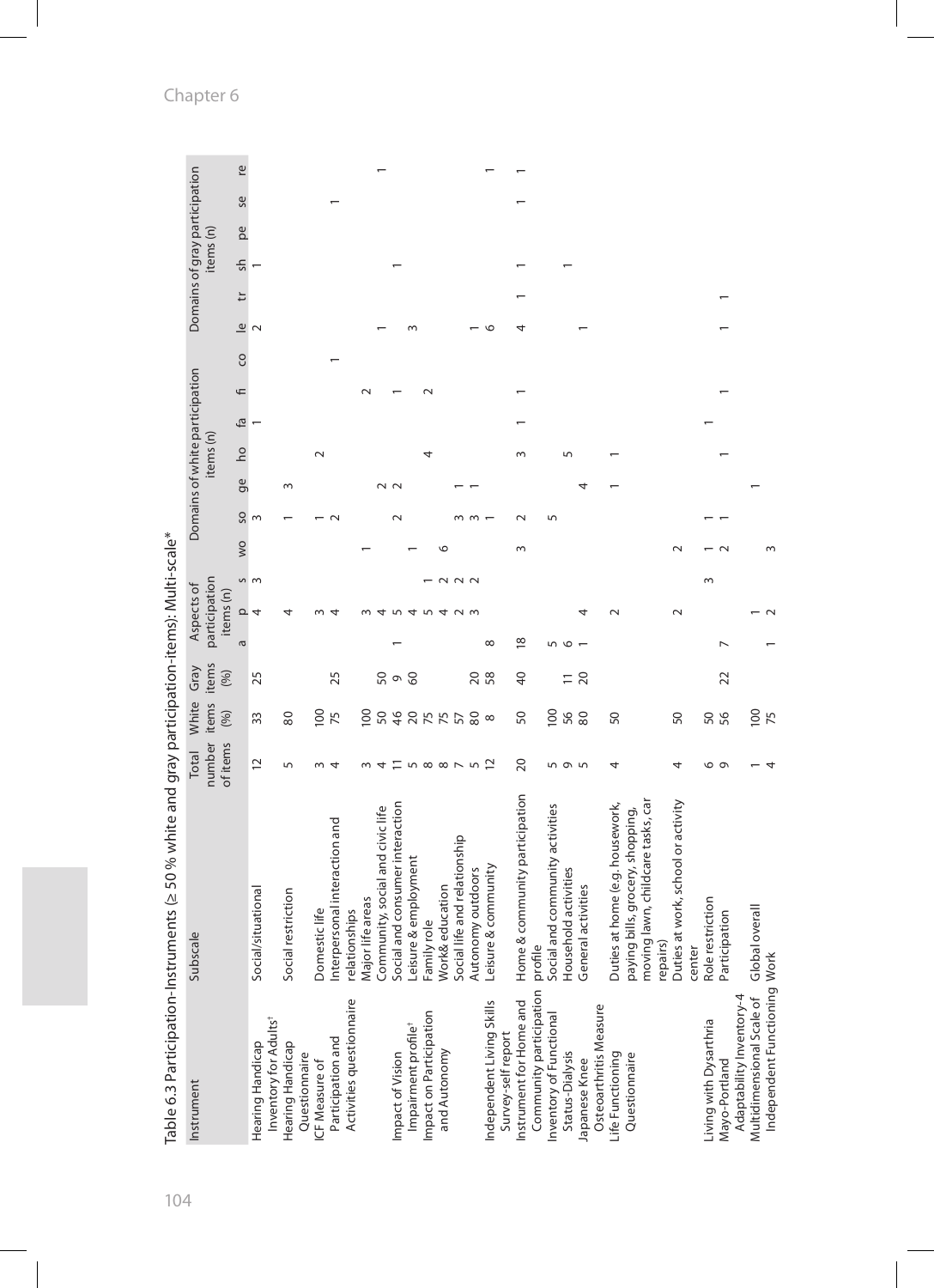Table 6.3 Participation-Instruments (≥ 50 % white and gray participation-items): Multi-scale*

| Instrument | Subscale | Total number of items | White items (%) | Gray items (%) | Aspects of participation items (n) | | | Domains of white participation items (n) | | | | | | | Domains of gray participation items (n) | | | | | |
|---|---|---|---|---|---|---|---|---|---|---|---|---|---|---|---|---|---|---|---|---|
| | | | | | a | p | s | wo | so | ge | ho | fa | fi | co | le | tr | sh | pe | se | re |
| Hearing Handicap Inventory for Adults† | Social/situational | 12 | 33 | 25 | | 4 | 3 | | 3 | | | 1 | | | 2 | | 1 | | | |
| Hearing Handicap Questionnaire | Social restriction | 5 | 80 | | | 4 | | | 1 | 3 | | | | | | | | | | |
| ICF Measure of Participation and Activities questionnaire | Domestic life | 3 | 100 | | | 3 | | | 1 | | 2 | | | | | | | | | |
| | Interpersonal interaction and relationships | 4 | 75 | 25 | | 4 | | | 2 | | | | | 1 | | | | | 1 | |
| | Major life areas | 3 | 100 | | | 3 | | 1 | | | | | 2 | | | | | | | |
| | Community, social and civic life | 4 | 50 | 50 | | 4 | | | | 2 | | | | | 1 | | | | | 1 |
| Impact of Vision Impairment profile† | Social and consumer interaction | 11 | 46 | 9 | 1 | 5 | | | 2 | 2 | | | 1 | | | | 1 | | | |
| | Leisure & employment | 5 | 20 | 60 | | 4 | | 1 | | | | | | | 3 | | | | | |
| Impact on Participation and Autonomy | Family role | 8 | 75 | | | 5 | 1 | | | | 4 | | 2 | | | | | | | |
| | Work& education | 8 | 75 | | | 4 | 2 | 6 | | | | | | | | | | | | |
| | Social life and relationship | 7 | 57 | | | 2 | 2 | | 3 | 1 | | | | | | | | | | |
| | Autonomy outdoors | 5 | 80 | 20 | | 3 | 2 | | 3 | 1 | | | | | 1 | | | | | |
| Independent Living Skills Survey-self report | Leisure & community | 12 | 8 | 58 | 8 | | | | 1 | | | | | | 6 | | | | | 1 |
| Instrument for Home and Community participation profile | Home & community participation | 20 | 50 | 40 | 18 | | | 3 | 2 | | 3 | 1 | 1 | | 4 | 1 | 1 | | 1 | 1 |
| Inventory of Functional Status-Dialysis | Social and community activities | 5 | 100 | | 5 | | | | 5 | | | | | | | | | | | |
| | Household activities | 9 | 56 | 11 | 6 | | | | | | 5 | | | | | | 1 | | | |
| Japanese Knee Osteoarthritis Measure | General activities | 5 | 80 | 20 | 1 | 4 | | | | 4 | | | | | 1 | | | | | |
| Life Functioning Questionnaire | Duties at home (e.g. housework, paying bills, grocery, shopping, moving lawn, childcare tasks, car repairs) | 4 | 50 | | | 2 | | | | 1 | 1 | | | | | | | | | |
| | Duties at work, school or activity center | 4 | 50 | | | 2 | | 2 | | | | | | | | | | | | |
| Living with Dysarthria | Role restriction | 6 | 50 | | | | 3 | 1 | 1 | | | 1 | | | | 1 | | | | |
| Mayo-Portland Adaptability Inventory-4 | Participation | 9 | 56 | 22 | 7 | | | 2 | 1 | | 1 | | 1 | | 1 | | | | | |
| Multidimensional Scale of Independent Functioning | Global overall | 1 | 100 | | | 1 | | | | 1 | | | | | | | | | | |
| | Work | 4 | 75 | | 1 | 2 | | 3 | | | | | | | | | | | | |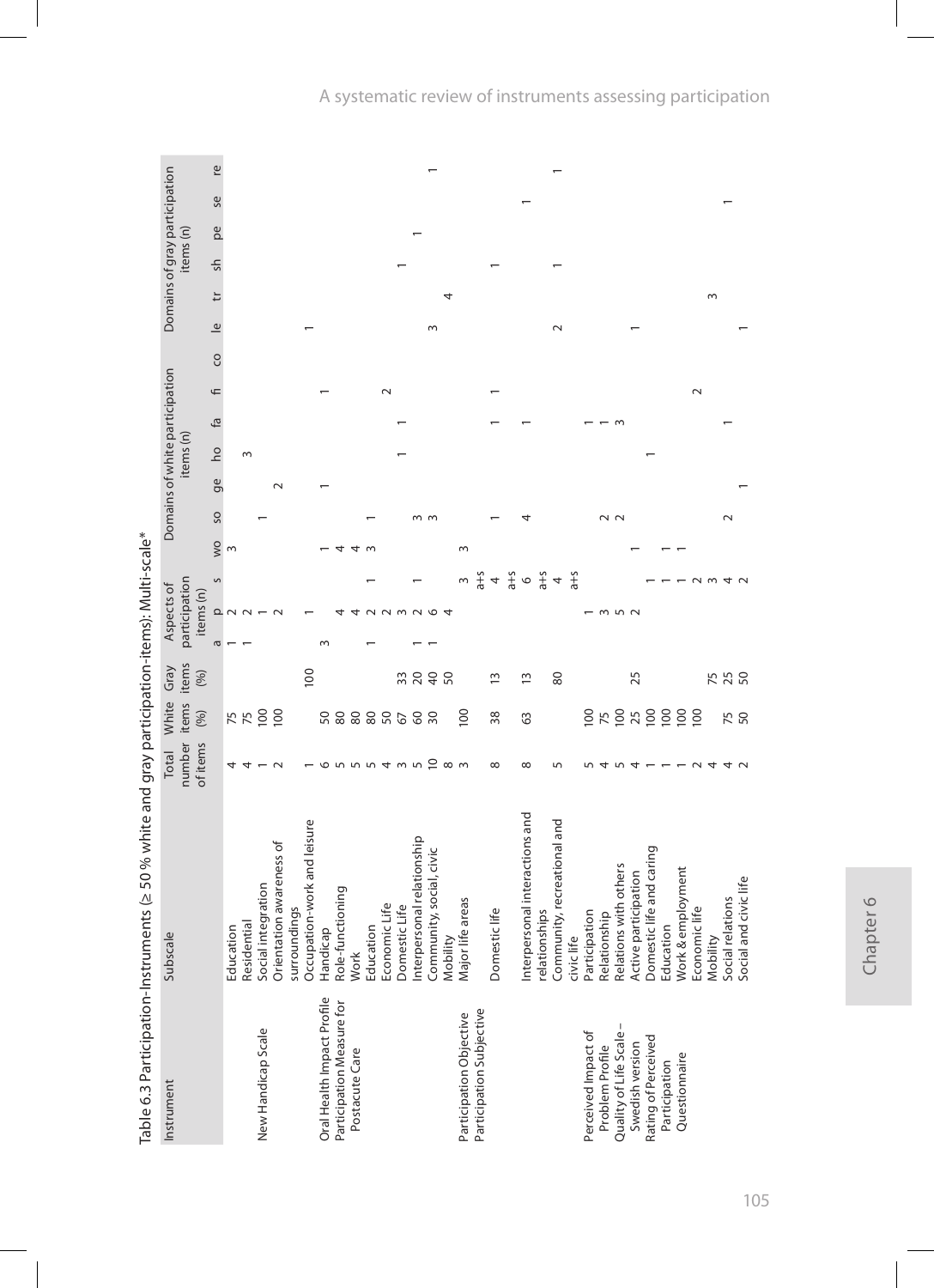Table 6.3 Participation-Instruments (≥ 50 % white and gray participation-items): Multi-scale*

| Instrument | Subscale | Total number of items | White items (%) | Gray items (%) | Aspects of participation items (n) | | | Domains of white participation items (n) | | | | | | | Domains of gray participation items (n) | | | | | |
|---|---|---|---|---|---|---|---|---|---|---|---|---|---|---|---|---|---|---|---|---|
| | | | | | a | p | s | wo | so | ge | ho | fa | fi | co | le | tr | sh | pe | se | re |
| | Education | 4 | 75 | | 1 | 2 | | 3 | | | | | | | | | | | | |
| | Residential | 4 | 75 | | 1 | 2 | | | | | 3 | | | | | | | | | |
| New Handicap Scale | Social integration | 1 | 100 | | | 1 | | | 1 | | | | | | | | | | | |
| | Orientation awareness of surroundings | 2 | 100 | | | 2 | | | | 2 | | | | | | | | | | |
| | Occupation-work and leisure | 1 | | 100 | | 1 | | | | | | | | | 1 | | | | | |
| Oral Health Impact Profile | Handicap | 6 | 50 | | 3 | | | 1 | | 1 | | | 1 | | | | | | | |
| Participation Measure for Postacute Care | Role-functioning | 5 | 80 | | | 4 | | 4 | | | | | | | | | | | | |
| | Work | 5 | 80 | | | 4 | | 4 | | | | | | | | | | | | |
| | Education | 5 | 80 | | | 2 | | 3 | 1 | | | | | | | | | | | |
| | Economic Life | 4 | 50 | | 1 | 2 | 1 | | | | | | 2 | | | | | | | |
| | Domestic Life | 3 | 67 | 33 | | 3 | | | | | 1 | 1 | | | | | 1 | | | |
| | Interpersonal relationship | 5 | 60 | 20 | 1 | 2 | 1 | | 3 | | | | | | | | | 1 | | |
| | Community, social, civic | 10 | 30 | 40 | 1 | 6 | | | 3 | | | | | | 3 | | | | | 1 |
| | Mobility | 8 | | 50 | | 4 | | | | | | | | | | 4 | | | | |
| Participation Objective Participation Subjective | Major life areas | 3 | 100 | | | | 3 a+s | 3 | | | | | | | | | | | | |
| | Domestic life | 8 | 38 | 13 | | | 4 a+s | | 1 | | | 1 | 1 | | | | 1 | | | |
| | Interpersonal interactions and relationships | 8 | 63 | 13 | | | 6 a+s | | 4 | | | 1 | | | | | | | 1 | |
| | Community, recreational and civic life | 5 | | 80 | | | 4 a+s | | | | | | | | 2 | | 1 | | | 1 |
| Perceived Impact of Problem Profile | Participation | 5 | 100 | | | 1 | | | | | | 1 | | | | | | | | |
| | Relationship | 4 | 75 | | | 3 | | | 2 | | | 1 | | | | | | | | |
| Quality of Life Scale – Swedish version | Relations with others | 5 | 100 | | | 5 | | | 2 | | | 3 | | | | | | | | |
| | Active participation | 4 | 25 | 25 | | 2 | | 1 | | | | | | | 1 | | | | | |
| Rating of Perceived Participation Questionnaire | Domestic life and caring | 1 | 100 | | | | 1 | | | | 1 | | | | | | | | | |
| | Education | 1 | 100 | | | | 1 | 1 | | | | | | | | | | | | |
| | Work & employment | 1 | 100 | | | | 1 | 1 | | | | | | | | | | | | |
| | Economic life | 2 | 100 | | | | 2 | | | | | | 2 | | | | | | | |
| | Mobility | 4 | | 75 | | | 3 | | | | | | | | | 3 | | | | |
| | Social relations | 4 | 75 | 25 | | | 4 | | 2 | | | 1 | | | | | | | 1 | |
| | Social and civic life | 2 | 50 | 50 | | | 2 | | | 1 | | | | | 1 | | | | | |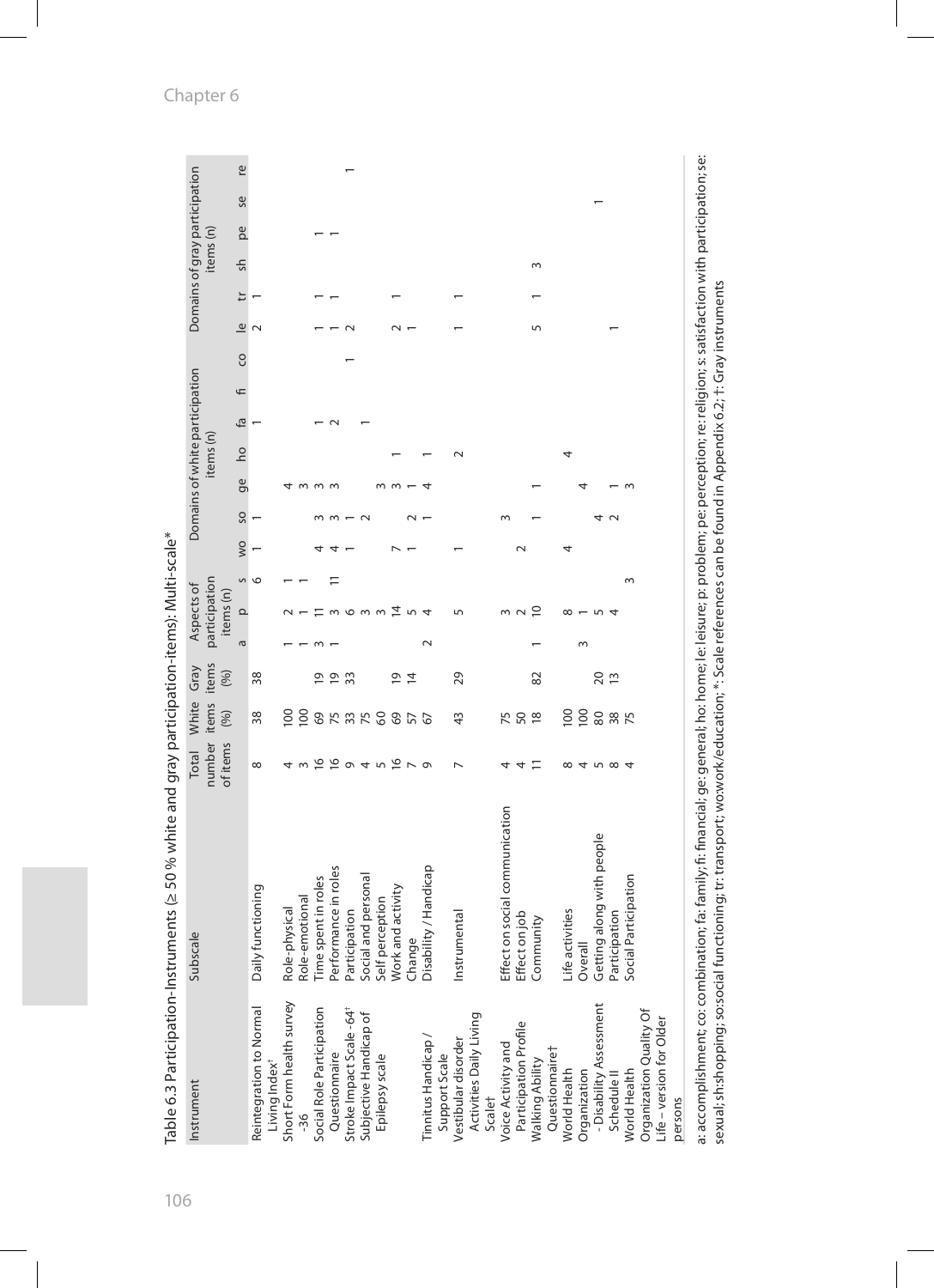Table 6.3 Participation-Instruments (≥ 50 % white and gray participation-items): Multi-scale*

| Instrument | Subscale | Total number of items | White items (%) | Gray items (%) | Aspects of participation items (n) | | | Domains of white participation items (n) | | | | | | | Domains of gray participation items (n) | | | | | |
|---|---|---|---|---|---|---|---|---|---|---|---|---|---|---|---|---|---|---|---|---|
| | | | | | a | p | s | wo | so | ge | ho | fa | fi | co | le | tr | sh | pe | se | re |
| Reintegration to Normal Living Index† | Daily functioning | 8 | 38 | 38 | | | 6 | 1 | 1 | | | 1 | | | 2 | 1 | | | | |
| Short Form health survey -36 | Role-physical | 4 | 100 | | 1 | 2 | 1 | | | 4 | | | | | | | | | | |
| | Role-emotional | 3 | 100 | | 1 | 1 | 1 | | | 3 | | | | | | | | | | |
| Social Role Participation Questionnaire | Time spent in roles | 16 | 69 | 19 | 3 | 11 | | 4 | 3 | 3 | | 1 | | | 1 | 1 | | 1 | | |
| | Performance in roles | 16 | 75 | 19 | 1 | 3 | 11 | 4 | 3 | 3 | | 2 | | | 1 | 1 | | 1 | | |
| Stroke Impact Scale -64† | Participation | 9 | 33 | 33 | | 6 | | 1 | 1 | 1 | | | | 1 | 2 | | | | | 1 |
| Subjective Handicap of Epilepsy scale | Social and personal | 4 | 75 | | | 3 | | | 2 | | | 1 | | | | | | | | |
| | Self perception | 5 | 60 | | | 3 | | | | 3 | | | | | | | | | | |
| | Work and activity | 16 | 69 | 19 | | 14 | | 7 | | 3 | 1 | | | | 2 | 1 | | | | |
| | Change | 7 | 57 | 14 | | 5 | | 1 | 2 | 1 | | | | | 1 | | | | | |
| Tinnitus Handicap / Support Scale | Disability / Handicap | 9 | 67 | | 2 | 4 | | | 1 | 4 | 1 | | | | | | | | | |
| Vestibular disorder Activities Daily Living Scale† | Instrumental | 7 | 43 | 29 | | 5 | | 1 | | | 2 | | | | 1 | 1 | | | | |
| Voice Activity and Participation Profile | Effect on social communication | 4 | 75 | | | 3 | | | 3 | | | | | | | | | | | |
| | Effect on job | 4 | 50 | | | 2 | | 2 | | | | | | | | | | | | |
| Walking Ability Questionnaire† | Community | 11 | 18 | 82 | 1 | 10 | | | 1 | 1 | | | | | 5 | 1 | 3 | | | |
| World Health Organization - Disability Assessment Schedule II | Life activities | 8 | 100 | | | 8 | | 4 | | | 4 | | | | | | | | | |
| | Overall | 4 | 100 | | 3 | 1 | | | | 4 | | | | | | | | | | |
| | Getting along with people | 5 | 80 | 20 | | 5 | | | 4 | | | | | | | | | | 1 | |
| | Participation | 8 | 38 | 13 | | 4 | | | 2 | 1 | | | | | 1 | | | | | |
| World Health Organization Quality Of Life – version for Older persons | Social Participation | 4 | 75 | | | | 3 | | | 3 | | | | | | | | | | |

a: accomplishment; co: combination; fa: family; fi: financial; ge: general; ho: home; le: leisure; p: problem; pe: perception; re: religion; s: satisfaction with participation; se: sexual; sh: shopping; so: social functioning; tr: transport; wo: work/education; *: Scale references can be found in Appendix 6.2; †: Gray instruments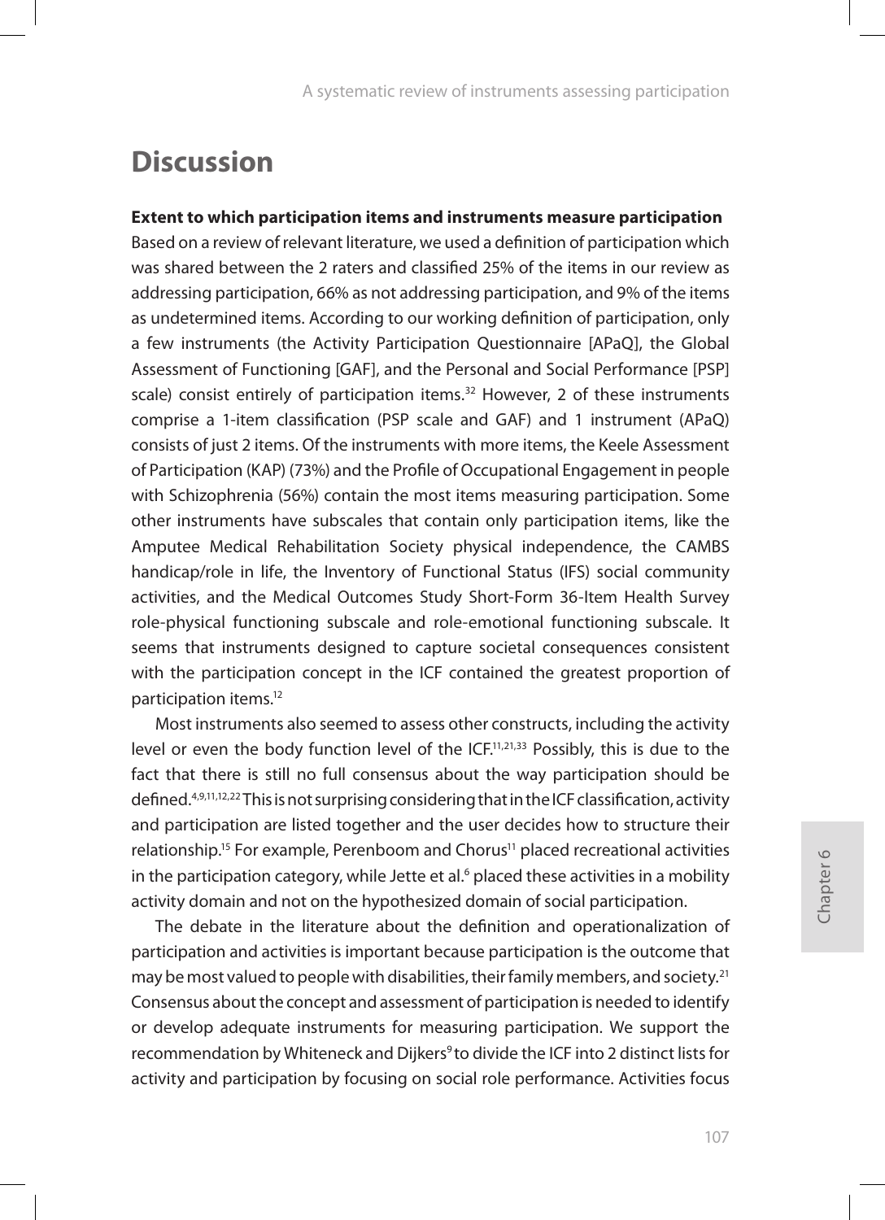# Discussion

**Extent to which participation items and instruments measure participation**

Based on a review of relevant literature, we used a definition of participation which was shared between the 2 raters and classified 25% of the items in our review as addressing participation, 66% as not addressing participation, and 9% of the items as undetermined items. According to our working definition of participation, only a few instruments (the Activity Participation Questionnaire [APaQ], the Global Assessment of Functioning [GAF], and the Personal and Social Performance [PSP] scale) consist entirely of participation items.[32] However, 2 of these instruments comprise a 1-item classification (PSP scale and GAF) and 1 instrument (APaQ) consists of just 2 items. Of the instruments with more items, the Keele Assessment of Participation (KAP) (73%) and the Profile of Occupational Engagement in people with Schizophrenia (56%) contain the most items measuring participation. Some other instruments have subscales that contain only participation items, like the Amputee Medical Rehabilitation Society physical independence, the CAMBS handicap/role in life, the Inventory of Functional Status (IFS) social community activities, and the Medical Outcomes Study Short-Form 36-Item Health Survey role-physical functioning subscale and role-emotional functioning subscale. It seems that instruments designed to capture societal consequences consistent with the participation concept in the ICF contained the greatest proportion of participation items.[12]

Most instruments also seemed to assess other constructs, including the activity level or even the body function level of the ICF.[11,21,33] Possibly, this is due to the fact that there is still no full consensus about the way participation should be defined.[4,9,11,12,22] This is not surprising considering that in the ICF classification, activity and participation are listed together and the user decides how to structure their relationship.[15] For example, Perenboom and Chorus[11] placed recreational activities in the participation category, while Jette et al.[6] placed these activities in a mobility activity domain and not on the hypothesized domain of social participation.

The debate in the literature about the definition and operationalization of participation and activities is important because participation is the outcome that may be most valued to people with disabilities, their family members, and society.[21] Consensus about the concept and assessment of participation is needed to identify or develop adequate instruments for measuring participation. We support the recommendation by Whiteneck and Dijkers[9] to divide the ICF into 2 distinct lists for activity and participation by focusing on social role performance. Activities focus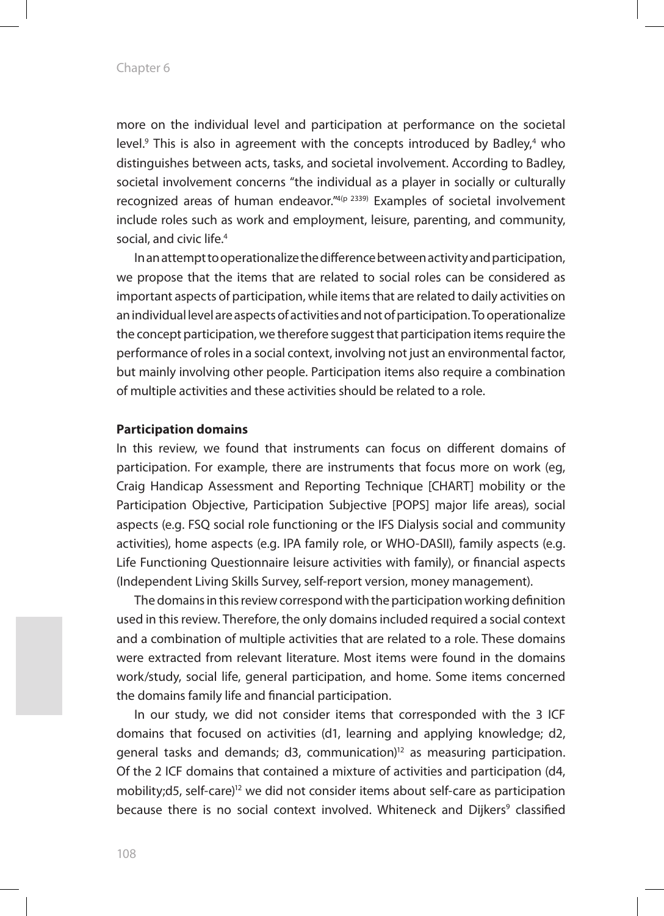more on the individual level and participation at performance on the societal level.[9] This is also in agreement with the concepts introduced by Badley,[4] who distinguishes between acts, tasks, and societal involvement. According to Badley, societal involvement concerns "the individual as a player in socially or culturally recognized areas of human endeavor."[4(p 2339)] Examples of societal involvement include roles such as work and employment, leisure, parenting, and community, social, and civic life.[4]

In an attempt to operationalize the difference between activity and participation, we propose that the items that are related to social roles can be considered as important aspects of participation, while items that are related to daily activities on an individual level are aspects of activities and not of participation. To operationalize the concept participation, we therefore suggest that participation items require the performance of roles in a social context, involving not just an environmental factor, but mainly involving other people. Participation items also require a combination of multiple activities and these activities should be related to a role.

**Participation domains**

In this review, we found that instruments can focus on different domains of participation. For example, there are instruments that focus more on work (eg, Craig Handicap Assessment and Reporting Technique [CHART] mobility or the Participation Objective, Participation Subjective [POPS] major life areas), social aspects (e.g. FSQ social role functioning or the IFS Dialysis social and community activities), home aspects (e.g. IPA family role, or WHO-DASII), family aspects (e.g. Life Functioning Questionnaire leisure activities with family), or financial aspects (Independent Living Skills Survey, self-report version, money management).

The domains in this review correspond with the participation working definition used in this review. Therefore, the only domains included required a social context and a combination of multiple activities that are related to a role. These domains were extracted from relevant literature. Most items were found in the domains work/study, social life, general participation, and home. Some items concerned the domains family life and financial participation.

In our study, we did not consider items that corresponded with the 3 ICF domains that focused on activities (d1, learning and applying knowledge; d2, general tasks and demands; d3, communication)[12] as measuring participation. Of the 2 ICF domains that contained a mixture of activities and participation (d4, mobility;d5, self-care)[12] we did not consider items about self-care as participation because there is no social context involved. Whiteneck and Dijkers[9] classified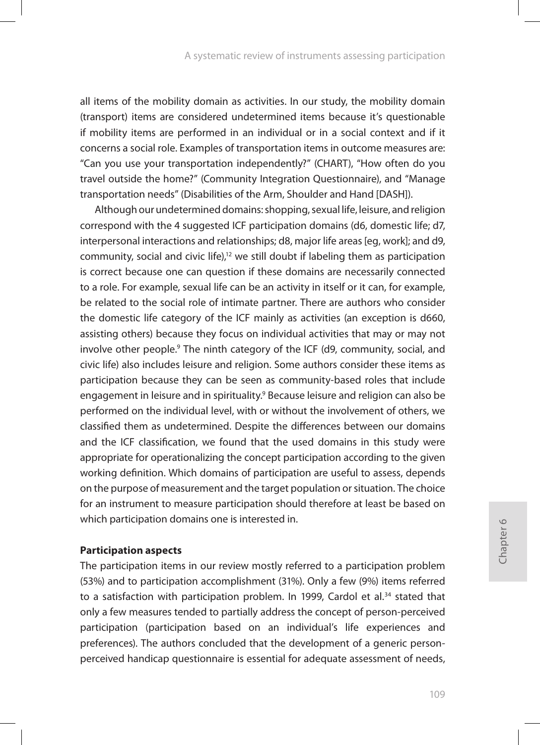all items of the mobility domain as activities. In our study, the mobility domain (transport) items are considered undetermined items because it's questionable if mobility items are performed in an individual or in a social context and if it concerns a social role. Examples of transportation items in outcome measures are: "Can you use your transportation independently?" (CHART), "How often do you travel outside the home?" (Community Integration Questionnaire), and "Manage transportation needs" (Disabilities of the Arm, Shoulder and Hand [DASH]).

Although our undetermined domains: shopping, sexual life, leisure, and religion correspond with the 4 suggested ICF participation domains (d6, domestic life; d7, interpersonal interactions and relationships; d8, major life areas [eg, work]; and d9, community, social and civic life),[12] we still doubt if labeling them as participation is correct because one can question if these domains are necessarily connected to a role. For example, sexual life can be an activity in itself or it can, for example, be related to the social role of intimate partner. There are authors who consider the domestic life category of the ICF mainly as activities (an exception is d660, assisting others) because they focus on individual activities that may or may not involve other people.[9] The ninth category of the ICF (d9, community, social, and civic life) also includes leisure and religion. Some authors consider these items as participation because they can be seen as community-based roles that include engagement in leisure and in spirituality.[9] Because leisure and religion can also be performed on the individual level, with or without the involvement of others, we classified them as undetermined. Despite the differences between our domains and the ICF classification, we found that the used domains in this study were appropriate for operationalizing the concept participation according to the given working definition. Which domains of participation are useful to assess, depends on the purpose of measurement and the target population or situation. The choice for an instrument to measure participation should therefore at least be based on which participation domains one is interested in.

**Participation aspects**

The participation items in our review mostly referred to a participation problem (53%) and to participation accomplishment (31%). Only a few (9%) items referred to a satisfaction with participation problem. In 1999, Cardol et al.[34] stated that only a few measures tended to partially address the concept of person-perceived participation (participation based on an individual's life experiences and preferences). The authors concluded that the development of a generic person-perceived handicap questionnaire is essential for adequate assessment of needs,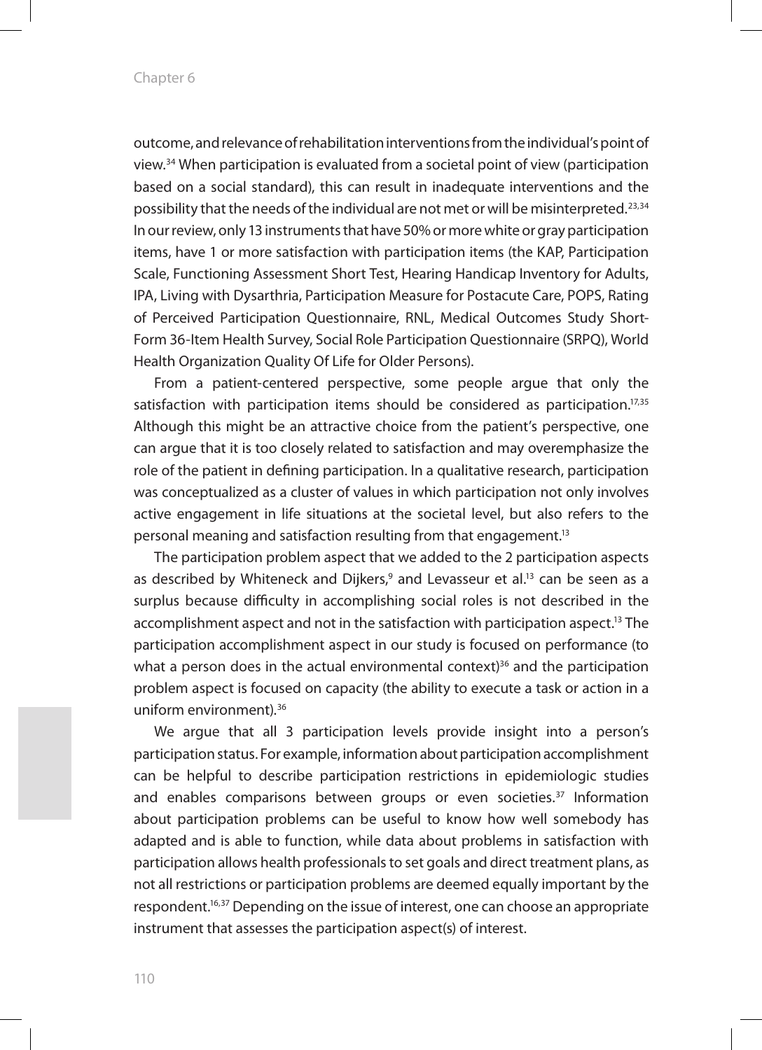outcome, and relevance of rehabilitation interventions from the individual's point of view.[34] When participation is evaluated from a societal point of view (participation based on a social standard), this can result in inadequate interventions and the possibility that the needs of the individual are not met or will be misinterpreted.[23,34] In our review, only 13 instruments that have 50% or more white or gray participation items, have 1 or more satisfaction with participation items (the KAP, Participation Scale, Functioning Assessment Short Test, Hearing Handicap Inventory for Adults, IPA, Living with Dysarthria, Participation Measure for Postacute Care, POPS, Rating of Perceived Participation Questionnaire, RNL, Medical Outcomes Study Short-Form 36-Item Health Survey, Social Role Participation Questionnaire (SRPQ), World Health Organization Quality Of Life for Older Persons).

From a patient-centered perspective, some people argue that only the satisfaction with participation items should be considered as participation.[17,35] Although this might be an attractive choice from the patient's perspective, one can argue that it is too closely related to satisfaction and may overemphasize the role of the patient in defining participation. In a qualitative research, participation was conceptualized as a cluster of values in which participation not only involves active engagement in life situations at the societal level, but also refers to the personal meaning and satisfaction resulting from that engagement.[13]

The participation problem aspect that we added to the 2 participation aspects as described by Whiteneck and Dijkers,[9] and Levasseur et al.[13] can be seen as a surplus because difficulty in accomplishing social roles is not described in the accomplishment aspect and not in the satisfaction with participation aspect.[13] The participation accomplishment aspect in our study is focused on performance (to what a person does in the actual environmental context)[36] and the participation problem aspect is focused on capacity (the ability to execute a task or action in a uniform environment).[36]

We argue that all 3 participation levels provide insight into a person's participation status. For example, information about participation accomplishment can be helpful to describe participation restrictions in epidemiologic studies and enables comparisons between groups or even societies.[37] Information about participation problems can be useful to know how well somebody has adapted and is able to function, while data about problems in satisfaction with participation allows health professionals to set goals and direct treatment plans, as not all restrictions or participation problems are deemed equally important by the respondent.[16,37] Depending on the issue of interest, one can choose an appropriate instrument that assesses the participation aspect(s) of interest.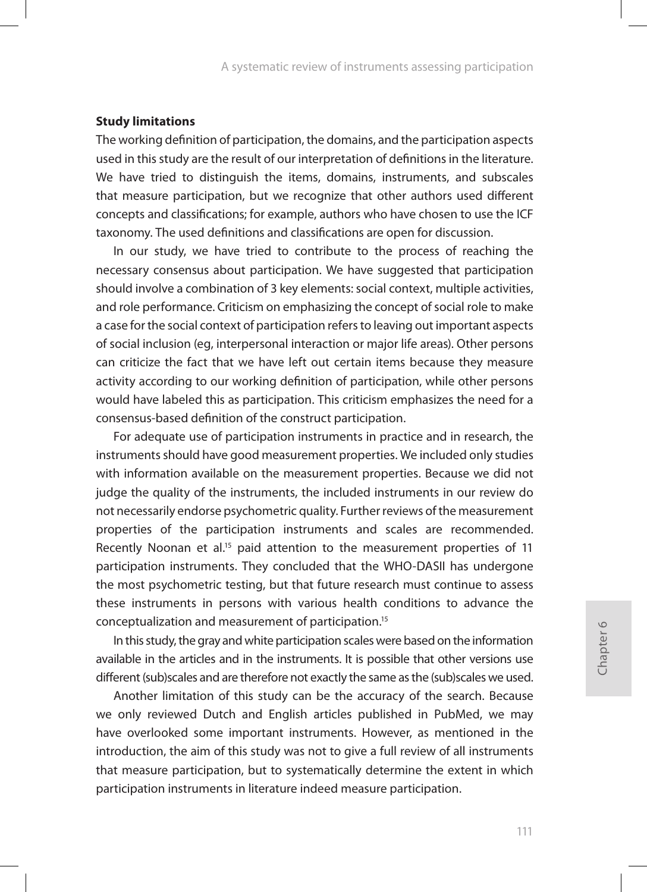**Study limitations**

The working definition of participation, the domains, and the participation aspects used in this study are the result of our interpretation of definitions in the literature. We have tried to distinguish the items, domains, instruments, and subscales that measure participation, but we recognize that other authors used different concepts and classifications; for example, authors who have chosen to use the ICF taxonomy. The used definitions and classifications are open for discussion.

In our study, we have tried to contribute to the process of reaching the necessary consensus about participation. We have suggested that participation should involve a combination of 3 key elements: social context, multiple activities, and role performance. Criticism on emphasizing the concept of social role to make a case for the social context of participation refers to leaving out important aspects of social inclusion (eg, interpersonal interaction or major life areas). Other persons can criticize the fact that we have left out certain items because they measure activity according to our working definition of participation, while other persons would have labeled this as participation. This criticism emphasizes the need for a consensus-based definition of the construct participation.

For adequate use of participation instruments in practice and in research, the instruments should have good measurement properties. We included only studies with information available on the measurement properties. Because we did not judge the quality of the instruments, the included instruments in our review do not necessarily endorse psychometric quality. Further reviews of the measurement properties of the participation instruments and scales are recommended. Recently Noonan et al.[15] paid attention to the measurement properties of 11 participation instruments. They concluded that the WHO-DASII has undergone the most psychometric testing, but that future research must continue to assess these instruments in persons with various health conditions to advance the conceptualization and measurement of participation.[15]

In this study, the gray and white participation scales were based on the information available in the articles and in the instruments. It is possible that other versions use different (sub)scales and are therefore not exactly the same as the (sub)scales we used.

Another limitation of this study can be the accuracy of the search. Because we only reviewed Dutch and English articles published in PubMed, we may have overlooked some important instruments. However, as mentioned in the introduction, the aim of this study was not to give a full review of all instruments that measure participation, but to systematically determine the extent in which participation instruments in literature indeed measure participation.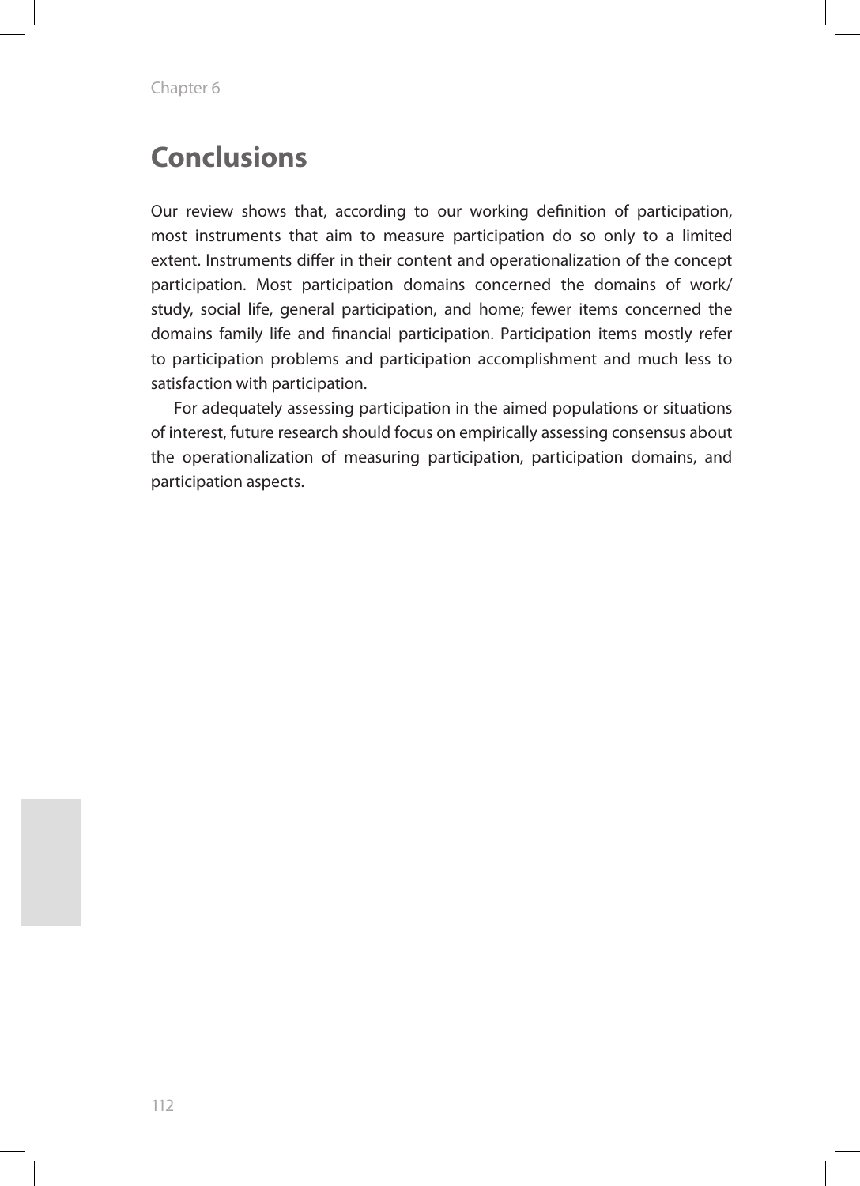# Conclusions

Our review shows that, according to our working definition of participation, most instruments that aim to measure participation do so only to a limited extent. Instruments differ in their content and operationalization of the concept participation. Most participation domains concerned the domains of work/study, social life, general participation, and home; fewer items concerned the domains family life and financial participation. Participation items mostly refer to participation problems and participation accomplishment and much less to satisfaction with participation.

For adequately assessing participation in the aimed populations or situations of interest, future research should focus on empirically assessing consensus about the operationalization of measuring participation, participation domains, and participation aspects.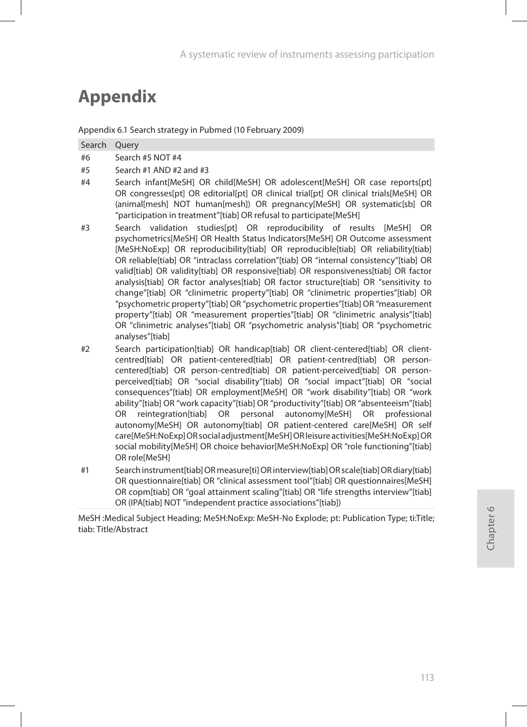# Appendix

Appendix 6.1 Search strategy in Pubmed (10 February 2009)

| Search | Query |
|---|---|
| #6 | Search #5 NOT #4 |
| #5 | Search #1 AND #2 and #3 |
| #4 | Search infant[MeSH] OR child[MeSH] OR adolescent[MeSH] OR case reports[pt] OR congresses[pt] OR editorial[pt] OR clinical trial[pt] OR clinical trials[MeSH] OR (animal[mesh] NOT human[mesh]) OR pregnancy[MeSH] OR systematic[sb] OR "participation in treatment"[tiab] OR refusal to participate[MeSH] |
| #3 | Search validation studies[pt] OR reproducibility of results [MeSH] OR psychometrics[MeSH] OR Health Status Indicators[MeSH] OR Outcome assessment [MeSH:NoExp] OR reproducibility[tiab] OR reproducible[tiab] OR reliability[tiab] OR reliable[tiab] OR "intraclass correlation"[tiab] OR "internal consistency"[tiab] OR valid[tiab] OR validity[tiab] OR responsive[tiab] OR responsiveness[tiab] OR factor analysis[tiab] OR factor analyses[tiab] OR factor structure[tiab] OR "sensitivity to change"[tiab] OR "clinimetric property"[tiab] OR "clinimetric properties"[tiab] OR "psychometric property"[tiab] OR "psychometric properties"[tiab] OR "measurement property"[tiab] OR "measurement properties"[tiab] OR "clinimetric analysis"[tiab] OR "clinimetric analyses"[tiab] OR "psychometric analysis"[tiab] OR "psychometric analyses"[tiab] |
| #2 | Search participation[tiab] OR handicap[tiab] OR client-centered[tiab] OR client-centred[tiab] OR patient-centered[tiab] OR patient-centred[tiab] OR person-centered[tiab] OR person-centred[tiab] OR patient-perceived[tiab] OR person-perceived[tiab] OR "social disability"[tiab] OR "social impact"[tiab] OR "social consequences"[tiab] OR employment[MeSH] OR "work disability"[tiab] OR "work ability"[tiab] OR "work capacity"[tiab] OR "productivity"[tiab] OR "absenteeism"[tiab] OR reintegration[tiab] OR personal autonomy[MeSH] OR professional autonomy[MeSH] OR autonomy[tiab] OR patient-centered care[MeSH] OR self care[MeSH:NoExp] OR social adjustment[MeSH] OR leisure activities[MeSH:NoExp] OR social mobility[MeSH] OR choice behavior[MeSH:NoExp] OR "role functioning"[tiab] OR role[MeSH] |
| #1 | Search instrument[tiab] OR measure[ti] OR interview[tiab] OR scale[tiab] OR diary[tiab] OR questionnaire[tiab] OR "clinical assessment tool"[tiab] OR questionnaires[MeSH] OR copm[tiab] OR "goal attainment scaling"[tiab] OR "life strengths interview"[tiab] OR (IPA[tiab] NOT "independent practice associations"[tiab]) |

MeSH :Medical Subject Heading; MeSH:NoExp: MeSH-No Explode; pt: Publication Type; ti:Title; tiab: Title/Abstract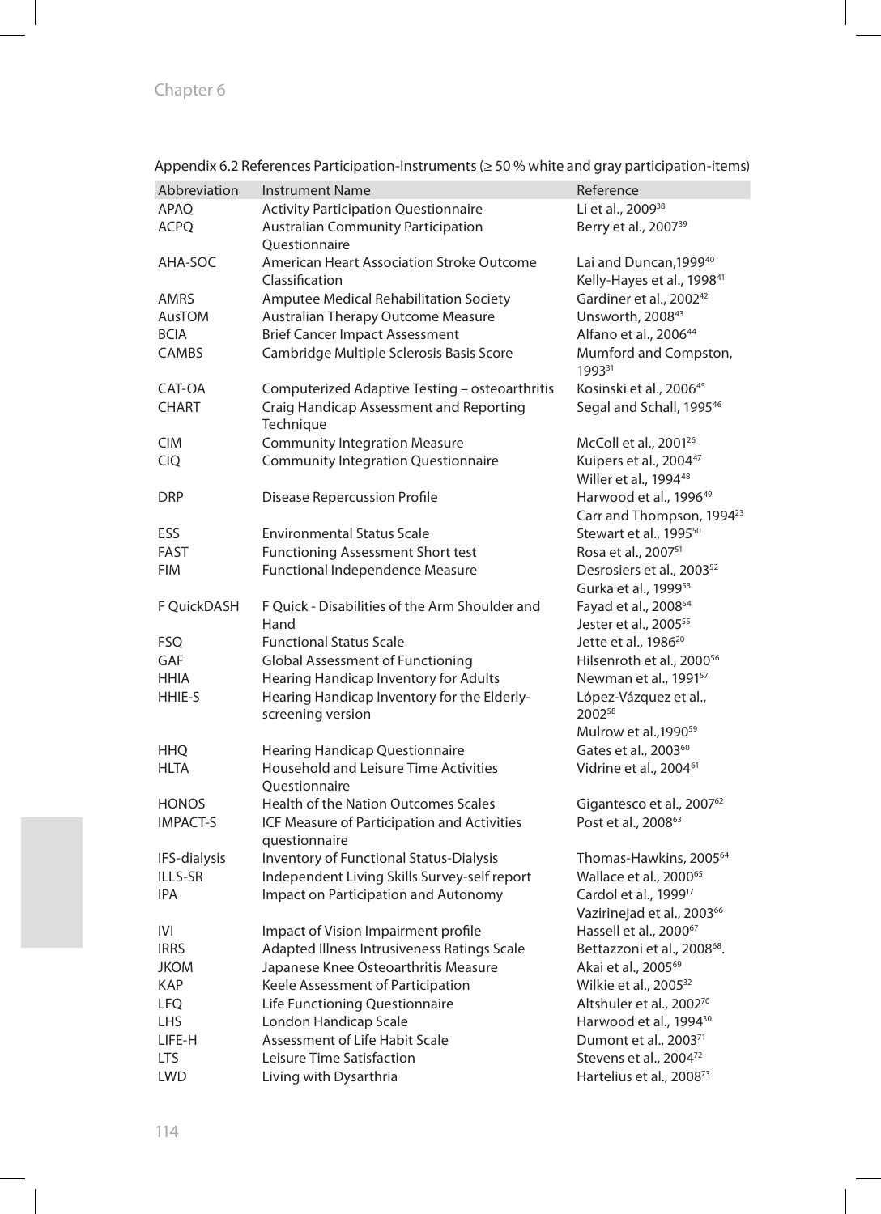Appendix 6.2 References Participation-Instruments (≥ 50 % white and gray participation-items)

| Abbreviation | Instrument Name | Reference |
|---|---|---|
| APAQ | Activity Participation Questionnaire | Li et al., 2009[38] |
| ACPQ | Australian Community Participation Questionnaire | Berry et al., 2007[39] |
| AHA-SOC | American Heart Association Stroke Outcome Classification | Lai and Duncan,1999[40] Kelly-Hayes et al., 1998[41] |
| AMRS | Amputee Medical Rehabilitation Society | Gardiner et al., 2002[42] |
| AusTOM | Australian Therapy Outcome Measure | Unsworth, 2008[43] |
| BCIA | Brief Cancer Impact Assessment | Alfano et al., 2006[44] |
| CAMBS | Cambridge Multiple Sclerosis Basis Score | Mumford and Compston, 1993[31] |
| CAT-OA | Computerized Adaptive Testing – osteoarthritis | Kosinski et al., 2006[45] |
| CHART | Craig Handicap Assessment and Reporting Technique | Segal and Schall, 1995[46] |
| CIM | Community Integration Measure | McColl et al., 2001[26] |
| CIQ | Community Integration Questionnaire | Kuipers et al., 2004[47] Willer et al., 1994[48] |
| DRP | Disease Repercussion Profile | Harwood et al., 1996[49] Carr and Thompson, 1994[23] |
| ESS | Environmental Status Scale | Stewart et al., 1995[50] |
| FAST | Functioning Assessment Short test | Rosa et al., 2007[51] |
| FIM | Functional Independence Measure | Desrosiers et al., 2003[52] Gurka et al., 1999[53] |
| F QuickDASH | F Quick - Disabilities of the Arm Shoulder and Hand | Fayad et al., 2008[54] Jester et al., 2005[55] |
| FSQ | Functional Status Scale | Jette et al., 1986[20] |
| GAF | Global Assessment of Functioning | Hilsenroth et al., 2000[56] |
| HHIA | Hearing Handicap Inventory for Adults | Newman et al., 1991[57] |
| HHIE-S | Hearing Handicap Inventory for the Elderly-screening version | López-Vázquez et al., 2002[58] Mulrow et al.,1990[59] |
| HHQ | Hearing Handicap Questionnaire | Gates et al., 2003[60] |
| HLTA | Household and Leisure Time Activities Questionnaire | Vidrine et al., 2004[61] |
| HONOS | Health of the Nation Outcomes Scales | Gigantesco et al., 2007[62] |
| IMPACT-S | ICF Measure of Participation and Activities questionnaire | Post et al., 2008[63] |
| IFS-dialysis | Inventory of Functional Status-Dialysis | Thomas-Hawkins, 2005[64] |
| ILLS-SR | Independent Living Skills Survey-self report | Wallace et al., 2000[65] |
| IPA | Impact on Participation and Autonomy | Cardol et al., 1999[17] Vazirinejad et al., 2003[66] |
| IVI | Impact of Vision Impairment profile | Hassell et al., 2000[67] |
| IRRS | Adapted Illness Intrusiveness Ratings Scale | Bettazzoni et al., 2008[68]. |
| JKOM | Japanese Knee Osteoarthritis Measure | Akai et al., 2005[69] |
| KAP | Keele Assessment of Participation | Wilkie et al., 2005[32] |
| LFQ | Life Functioning Questionnaire | Altshuler et al., 2002[70] |
| LHS | London Handicap Scale | Harwood et al., 1994[30] |
| LIFE-H | Assessment of Life Habit Scale | Dumont et al., 2003[71] |
| LTS | Leisure Time Satisfaction | Stevens et al., 2004[72] |
| LWD | Living with Dysarthria | Hartelius et al., 2008[73] |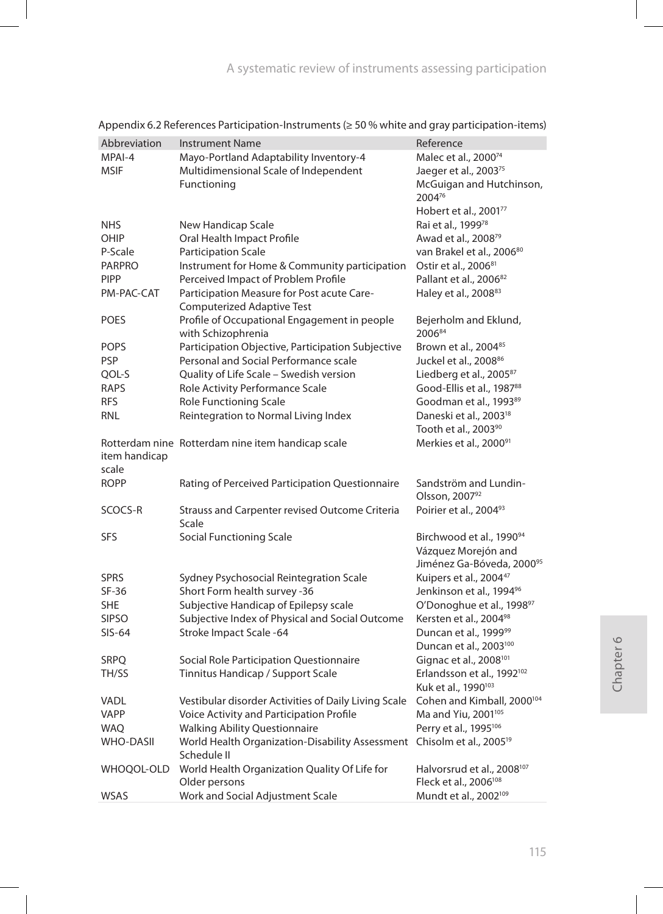Appendix 6.2 References Participation-Instruments (≥ 50 % white and gray participation-items)

| Abbreviation | Instrument Name | Reference |
|---|---|---|
| MPAI-4 | Mayo-Portland Adaptability Inventory-4 | Malec et al., 2000[74] |
| MSIF | Multidimensional Scale of Independent Functioning | Jaeger et al., 2003[75]<br>McGuigan and Hutchinson, 2004[76]<br>Hobert et al., 2001[77] |
| NHS | New Handicap Scale | Rai et al., 1999[78] |
| OHIP | Oral Health Impact Profile | Awad et al., 2008[79] |
| P-Scale | Participation Scale | van Brakel et al., 2006[80] |
| PARPRO | Instrument for Home & Community participation | Ostir et al., 2006[81] |
| PIPP | Perceived Impact of Problem Profile | Pallant et al., 2006[82] |
| PM-PAC-CAT | Participation Measure for Post acute Care-Computerized Adaptive Test | Haley et al., 2008[83] |
| POES | Profile of Occupational Engagement in people with Schizophrenia | Bejerholm and Eklund, 2006[84] |
| POPS | Participation Objective, Participation Subjective | Brown et al., 2004[85] |
| PSP | Personal and Social Performance scale | Juckel et al., 2008[86] |
| QOL-S | Quality of Life Scale – Swedish version | Liedberg et al., 2005[87] |
| RAPS | Role Activity Performance Scale | Good-Ellis et al., 1987[88] |
| RFS | Role Functioning Scale | Goodman et al., 1993[89] |
| RNL | Reintegration to Normal Living Index | Daneski et al., 2003[18]<br>Tooth et al., 2003[90] |
| Rotterdam nine item handicap scale | Rotterdam nine item handicap scale | Merkies et al., 2000[91] |
| ROPP | Rating of Perceived Participation Questionnaire | Sandström and Lundin-Olsson, 2007[92] |
| SCOCS-R | Strauss and Carpenter revised Outcome Criteria Scale | Poirier et al., 2004[93] |
| SFS | Social Functioning Scale | Birchwood et al., 1990[94]<br>Vázquez Morejón and Jiménez Ga-Bóveda, 2000[95] |
| SPRS | Sydney Psychosocial Reintegration Scale | Kuipers et al., 2004[47] |
| SF-36 | Short Form health survey -36 | Jenkinson et al., 1994[96] |
| SHE | Subjective Handicap of Epilepsy scale | O'Donoghue et al., 1998[97] |
| SIPSO | Subjective Index of Physical and Social Outcome | Kersten et al., 2004[98] |
| SIS-64 | Stroke Impact Scale -64 | Duncan et al., 1999[99]<br>Duncan et al., 2003[100] |
| SRPQ | Social Role Participation Questionnaire | Gignac et al., 2008[101] |
| TH/SS | Tinnitus Handicap / Support Scale | Erlandsson et al., 1992[102]<br>Kuk et al., 1990[103] |
| VADL | Vestibular disorder Activities of Daily Living Scale | Cohen and Kimball, 2000[104] |
| VAPP | Voice Activity and Participation Profile | Ma and Yiu, 2001[105] |
| WAQ | Walking Ability Questionnaire | Perry et al., 1995[106] |
| WHO-DASII | World Health Organization-Disability Assessment Schedule II | Chisolm et al., 2005[19] |
| WHOQOL-OLD | World Health Organization Quality Of Life for Older persons | Halvorsrud et al., 2008[107]<br>Fleck et al., 2006[108] |
| WSAS | Work and Social Adjustment Scale | Mundt et al., 2002[109] |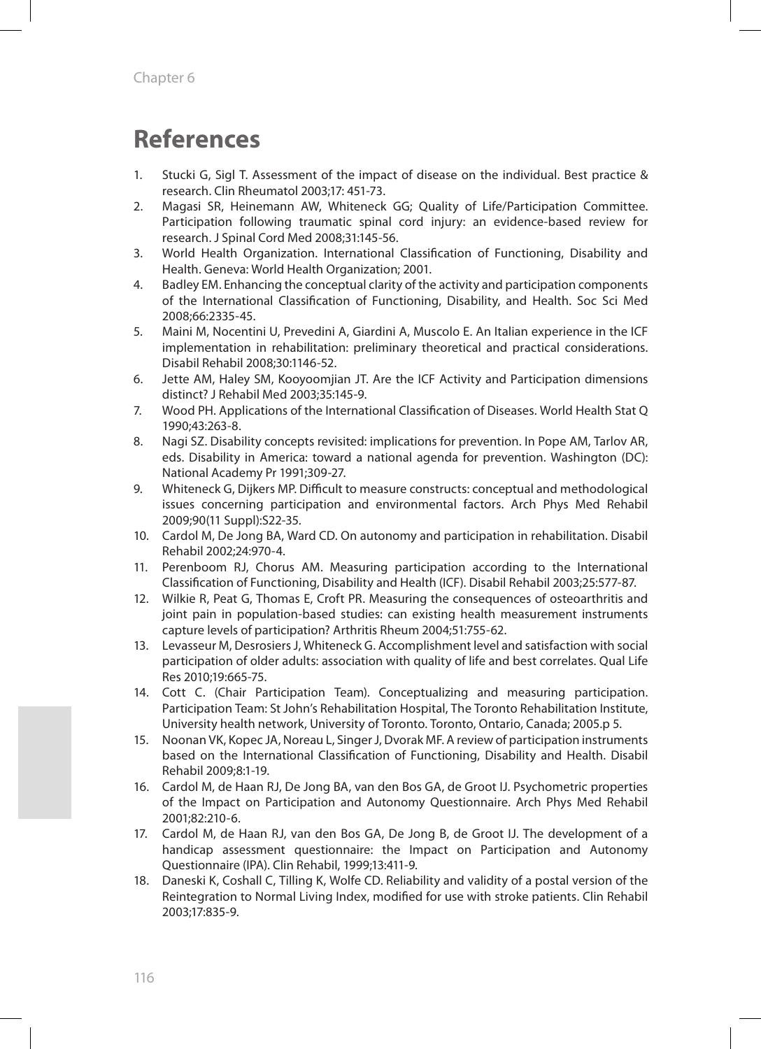# References

1. Stucki G, Sigl T. Assessment of the impact of disease on the individual. Best practice & research. Clin Rheumatol 2003;17: 451-73.
2. Magasi SR, Heinemann AW, Whiteneck GG; Quality of Life/Participation Committee. Participation following traumatic spinal cord injury: an evidence-based review for research. J Spinal Cord Med 2008;31:145-56.
3. World Health Organization. International Classification of Functioning, Disability and Health. Geneva: World Health Organization; 2001.
4. Badley EM. Enhancing the conceptual clarity of the activity and participation components of the International Classification of Functioning, Disability, and Health. Soc Sci Med 2008;66:2335-45.
5. Maini M, Nocentini U, Prevedini A, Giardini A, Muscolo E. An Italian experience in the ICF implementation in rehabilitation: preliminary theoretical and practical considerations. Disabil Rehabil 2008;30:1146-52.
6. Jette AM, Haley SM, Kooyoomjian JT. Are the ICF Activity and Participation dimensions distinct? J Rehabil Med 2003;35:145-9.
7. Wood PH. Applications of the International Classification of Diseases. World Health Stat Q 1990;43:263-8.
8. Nagi SZ. Disability concepts revisited: implications for prevention. In Pope AM, Tarlov AR, eds. Disability in America: toward a national agenda for prevention. Washington (DC): National Academy Pr 1991;309-27.
9. Whiteneck G, Dijkers MP. Difficult to measure constructs: conceptual and methodological issues concerning participation and environmental factors. Arch Phys Med Rehabil 2009;90(11 Suppl):S22-35.
10. Cardol M, De Jong BA, Ward CD. On autonomy and participation in rehabilitation. Disabil Rehabil 2002;24:970-4.
11. Perenboom RJ, Chorus AM. Measuring participation according to the International Classification of Functioning, Disability and Health (ICF). Disabil Rehabil 2003;25:577-87.
12. Wilkie R, Peat G, Thomas E, Croft PR. Measuring the consequences of osteoarthritis and joint pain in population-based studies: can existing health measurement instruments capture levels of participation? Arthritis Rheum 2004;51:755-62.
13. Levasseur M, Desrosiers J, Whiteneck G. Accomplishment level and satisfaction with social participation of older adults: association with quality of life and best correlates. Qual Life Res 2010;19:665-75.
14. Cott C. (Chair Participation Team). Conceptualizing and measuring participation. Participation Team: St John's Rehabilitation Hospital, The Toronto Rehabilitation Institute, University health network, University of Toronto. Toronto, Ontario, Canada; 2005.p 5.
15. Noonan VK, Kopec JA, Noreau L, Singer J, Dvorak MF. A review of participation instruments based on the International Classification of Functioning, Disability and Health. Disabil Rehabil 2009;8:1-19.
16. Cardol M, de Haan RJ, De Jong BA, van den Bos GA, de Groot IJ. Psychometric properties of the Impact on Participation and Autonomy Questionnaire. Arch Phys Med Rehabil 2001;82:210-6.
17. Cardol M, de Haan RJ, van den Bos GA, De Jong B, de Groot IJ. The development of a handicap assessment questionnaire: the Impact on Participation and Autonomy Questionnaire (IPA). Clin Rehabil, 1999;13:411-9.
18. Daneski K, Coshall C, Tilling K, Wolfe CD. Reliability and validity of a postal version of the Reintegration to Normal Living Index, modified for use with stroke patients. Clin Rehabil 2003;17:835-9.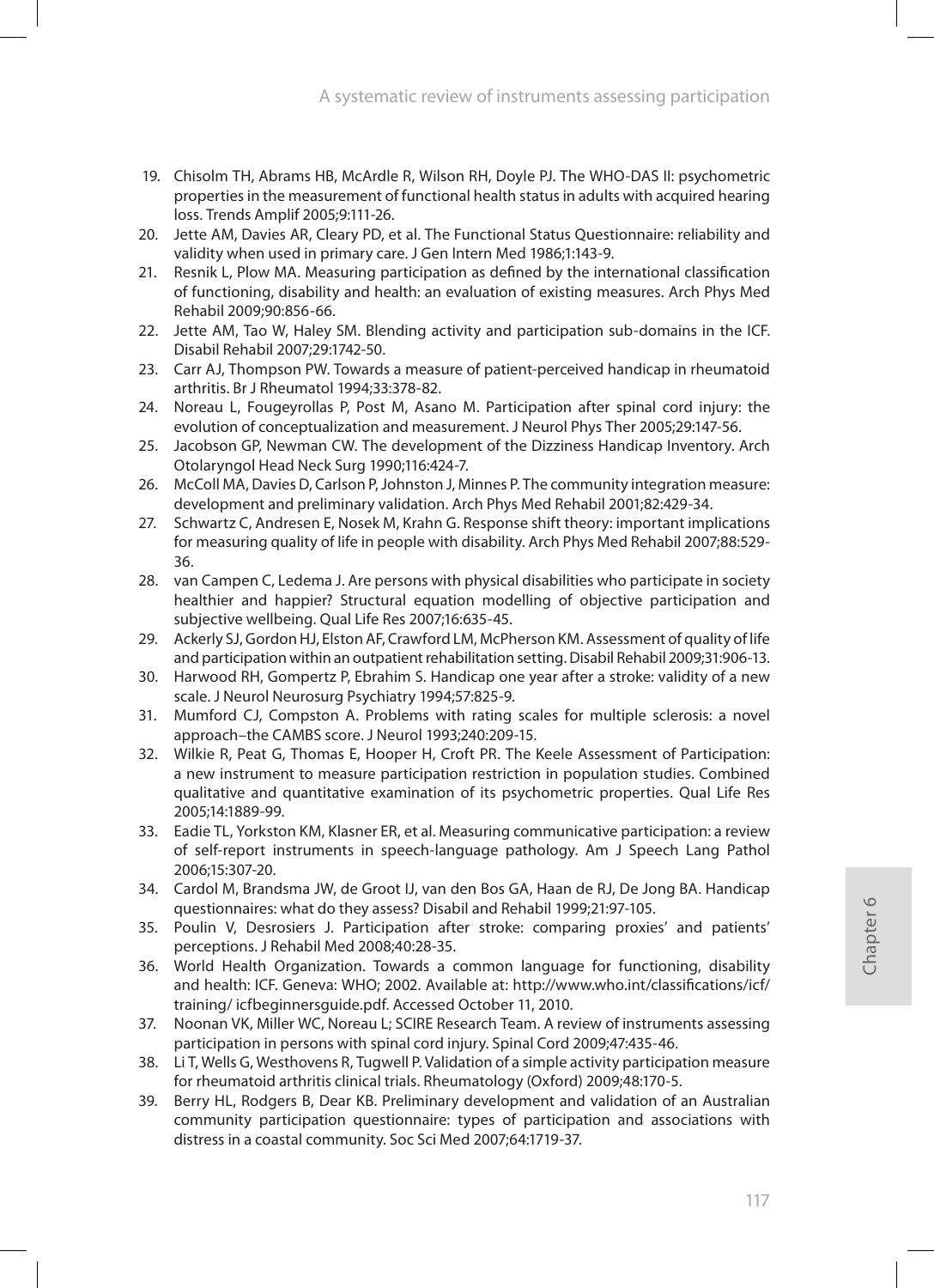19. Chisolm TH, Abrams HB, McArdle R, Wilson RH, Doyle PJ. The WHO-DAS II: psychometric properties in the measurement of functional health status in adults with acquired hearing loss. Trends Amplif 2005;9:111-26.
20. Jette AM, Davies AR, Cleary PD, et al. The Functional Status Questionnaire: reliability and validity when used in primary care. J Gen Intern Med 1986;1:143-9.
21. Resnik L, Plow MA. Measuring participation as defined by the international classification of functioning, disability and health: an evaluation of existing measures. Arch Phys Med Rehabil 2009;90:856-66.
22. Jette AM, Tao W, Haley SM. Blending activity and participation sub-domains in the ICF. Disabil Rehabil 2007;29:1742-50.
23. Carr AJ, Thompson PW. Towards a measure of patient-perceived handicap in rheumatoid arthritis. Br J Rheumatol 1994;33:378-82.
24. Noreau L, Fougeyrollas P, Post M, Asano M. Participation after spinal cord injury: the evolution of conceptualization and measurement. J Neurol Phys Ther 2005;29:147-56.
25. Jacobson GP, Newman CW. The development of the Dizziness Handicap Inventory. Arch Otolaryngol Head Neck Surg 1990;116:424-7.
26. McColl MA, Davies D, Carlson P, Johnston J, Minnes P. The community integration measure: development and preliminary validation. Arch Phys Med Rehabil 2001;82:429-34.
27. Schwartz C, Andresen E, Nosek M, Krahn G. Response shift theory: important implications for measuring quality of life in people with disability. Arch Phys Med Rehabil 2007;88:529-36.
28. van Campen C, Ledema J. Are persons with physical disabilities who participate in society healthier and happier? Structural equation modelling of objective participation and subjective wellbeing. Qual Life Res 2007;16:635-45.
29. Ackerly SJ, Gordon HJ, Elston AF, Crawford LM, McPherson KM. Assessment of quality of life and participation within an outpatient rehabilitation setting. Disabil Rehabil 2009;31:906-13.
30. Harwood RH, Gompertz P, Ebrahim S. Handicap one year after a stroke: validity of a new scale. J Neurol Neurosurg Psychiatry 1994;57:825-9.
31. Mumford CJ, Compston A. Problems with rating scales for multiple sclerosis: a novel approach–the CAMBS score. J Neurol 1993;240:209-15.
32. Wilkie R, Peat G, Thomas E, Hooper H, Croft PR. The Keele Assessment of Participation: a new instrument to measure participation restriction in population studies. Combined qualitative and quantitative examination of its psychometric properties. Qual Life Res 2005;14:1889-99.
33. Eadie TL, Yorkston KM, Klasner ER, et al. Measuring communicative participation: a review of self-report instruments in speech-language pathology. Am J Speech Lang Pathol 2006;15:307-20.
34. Cardol M, Brandsma JW, de Groot IJ, van den Bos GA, Haan de RJ, De Jong BA. Handicap questionnaires: what do they assess? Disabil and Rehabil 1999;21:97-105.
35. Poulin V, Desrosiers J. Participation after stroke: comparing proxies' and patients' perceptions. J Rehabil Med 2008;40:28-35.
36. World Health Organization. Towards a common language for functioning, disability and health: ICF. Geneva: WHO; 2002. Available at: http://www.who.int/classifications/icf/training/ icfbeginnersguide.pdf. Accessed October 11, 2010.
37. Noonan VK, Miller WC, Noreau L; SCIRE Research Team. A review of instruments assessing participation in persons with spinal cord injury. Spinal Cord 2009;47:435-46.
38. Li T, Wells G, Westhovens R, Tugwell P. Validation of a simple activity participation measure for rheumatoid arthritis clinical trials. Rheumatology (Oxford) 2009;48:170-5.
39. Berry HL, Rodgers B, Dear KB. Preliminary development and validation of an Australian community participation questionnaire: types of participation and associations with distress in a coastal community. Soc Sci Med 2007;64:1719-37.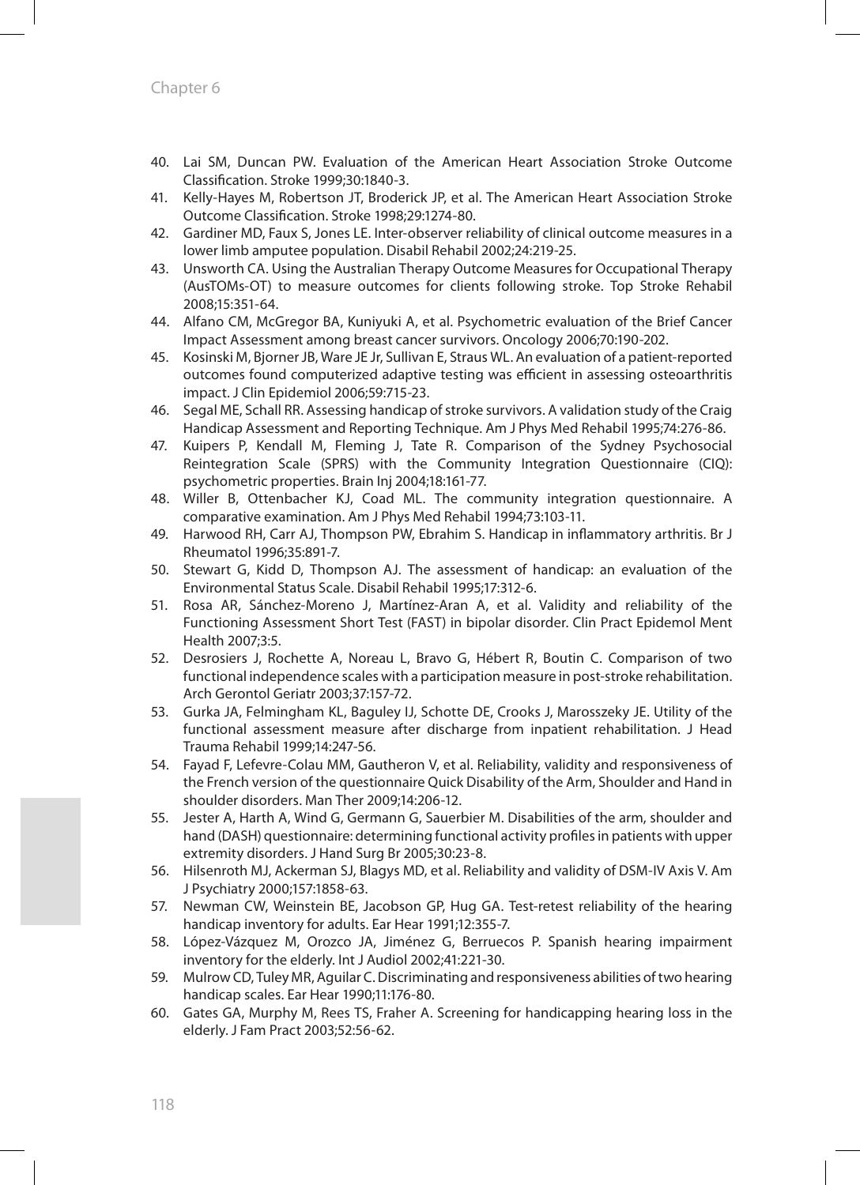40. Lai SM, Duncan PW. Evaluation of the American Heart Association Stroke Outcome Classification. Stroke 1999;30:1840-3.
41. Kelly-Hayes M, Robertson JT, Broderick JP, et al. The American Heart Association Stroke Outcome Classification. Stroke 1998;29:1274-80.
42. Gardiner MD, Faux S, Jones LE. Inter-observer reliability of clinical outcome measures in a lower limb amputee population. Disabil Rehabil 2002;24:219-25.
43. Unsworth CA. Using the Australian Therapy Outcome Measures for Occupational Therapy (AusTOMs-OT) to measure outcomes for clients following stroke. Top Stroke Rehabil 2008;15:351-64.
44. Alfano CM, McGregor BA, Kuniyuki A, et al. Psychometric evaluation of the Brief Cancer Impact Assessment among breast cancer survivors. Oncology 2006;70:190-202.
45. Kosinski M, Bjorner JB, Ware JE Jr, Sullivan E, Straus WL. An evaluation of a patient-reported outcomes found computerized adaptive testing was efficient in assessing osteoarthritis impact. J Clin Epidemiol 2006;59:715-23.
46. Segal ME, Schall RR. Assessing handicap of stroke survivors. A validation study of the Craig Handicap Assessment and Reporting Technique. Am J Phys Med Rehabil 1995;74:276-86.
47. Kuipers P, Kendall M, Fleming J, Tate R. Comparison of the Sydney Psychosocial Reintegration Scale (SPRS) with the Community Integration Questionnaire (CIQ): psychometric properties. Brain Inj 2004;18:161-77.
48. Willer B, Ottenbacher KJ, Coad ML. The community integration questionnaire. A comparative examination. Am J Phys Med Rehabil 1994;73:103-11.
49. Harwood RH, Carr AJ, Thompson PW, Ebrahim S. Handicap in inflammatory arthritis. Br J Rheumatol 1996;35:891-7.
50. Stewart G, Kidd D, Thompson AJ. The assessment of handicap: an evaluation of the Environmental Status Scale. Disabil Rehabil 1995;17:312-6.
51. Rosa AR, Sánchez-Moreno J, Martínez-Aran A, et al. Validity and reliability of the Functioning Assessment Short Test (FAST) in bipolar disorder. Clin Pract Epidemol Ment Health 2007;3:5.
52. Desrosiers J, Rochette A, Noreau L, Bravo G, Hébert R, Boutin C. Comparison of two functional independence scales with a participation measure in post-stroke rehabilitation. Arch Gerontol Geriatr 2003;37:157-72.
53. Gurka JA, Felmingham KL, Baguley IJ, Schotte DE, Crooks J, Marosszeky JE. Utility of the functional assessment measure after discharge from inpatient rehabilitation. J Head Trauma Rehabil 1999;14:247-56.
54. Fayad F, Lefevre-Colau MM, Gautheron V, et al. Reliability, validity and responsiveness of the French version of the questionnaire Quick Disability of the Arm, Shoulder and Hand in shoulder disorders. Man Ther 2009;14:206-12.
55. Jester A, Harth A, Wind G, Germann G, Sauerbier M. Disabilities of the arm, shoulder and hand (DASH) questionnaire: determining functional activity profiles in patients with upper extremity disorders. J Hand Surg Br 2005;30:23-8.
56. Hilsenroth MJ, Ackerman SJ, Blagys MD, et al. Reliability and validity of DSM-IV Axis V. Am J Psychiatry 2000;157:1858-63.
57. Newman CW, Weinstein BE, Jacobson GP, Hug GA. Test-retest reliability of the hearing handicap inventory for adults. Ear Hear 1991;12:355-7.
58. López-Vázquez M, Orozco JA, Jiménez G, Berruecos P. Spanish hearing impairment inventory for the elderly. Int J Audiol 2002;41:221-30.
59. Mulrow CD, Tuley MR, Aguilar C. Discriminating and responsiveness abilities of two hearing handicap scales. Ear Hear 1990;11:176-80.
60. Gates GA, Murphy M, Rees TS, Fraher A. Screening for handicapping hearing loss in the elderly. J Fam Pract 2003;52:56-62.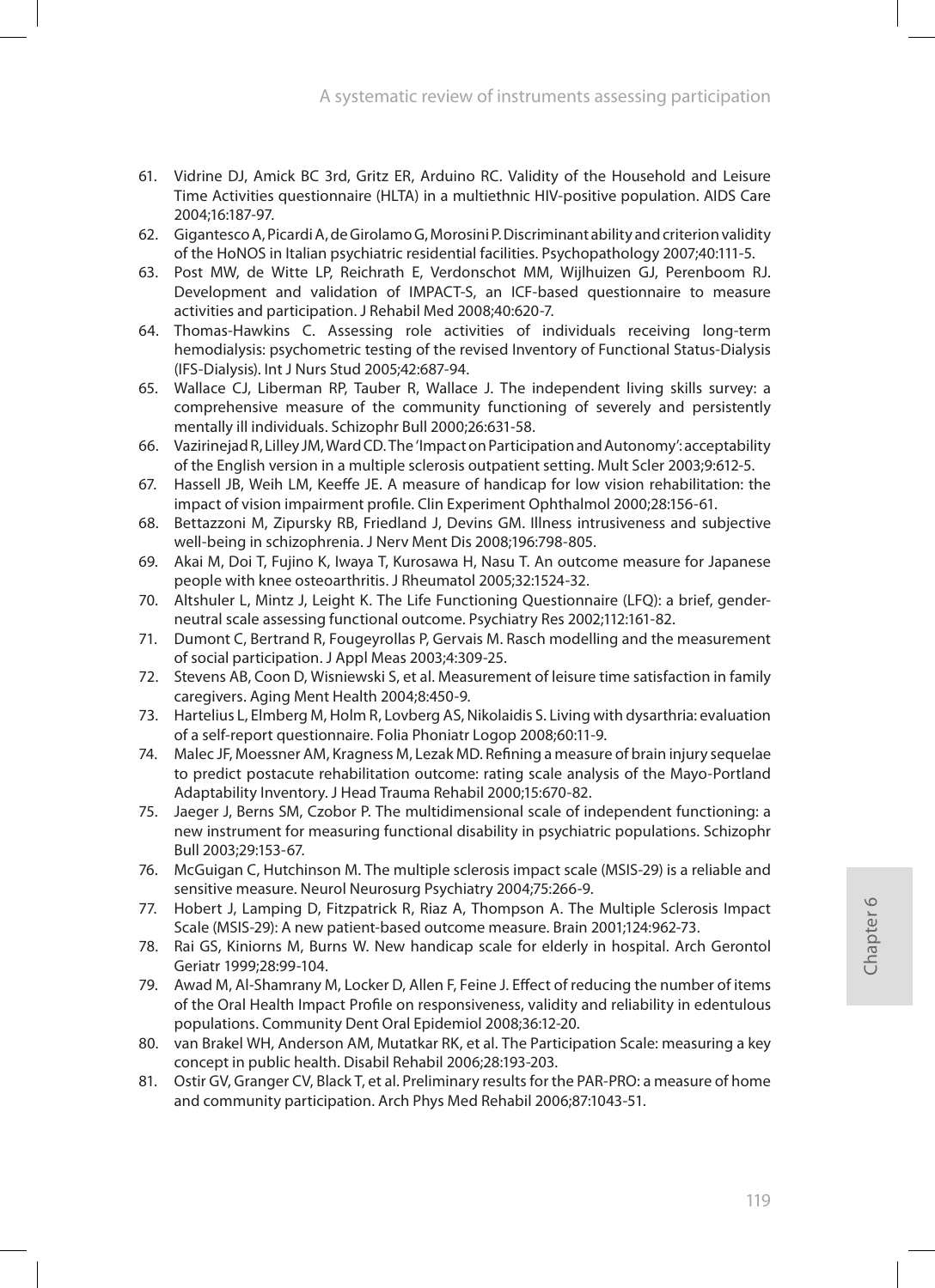61. Vidrine DJ, Amick BC 3rd, Gritz ER, Arduino RC. Validity of the Household and Leisure Time Activities questionnaire (HLTA) in a multiethnic HIV-positive population. AIDS Care 2004;16:187-97.
62. Gigantesco A, Picardi A, de Girolamo G, Morosini P. Discriminant ability and criterion validity of the HoNOS in Italian psychiatric residential facilities. Psychopathology 2007;40:111-5.
63. Post MW, de Witte LP, Reichrath E, Verdonschot MM, Wijlhuizen GJ, Perenboom RJ. Development and validation of IMPACT-S, an ICF-based questionnaire to measure activities and participation. J Rehabil Med 2008;40:620-7.
64. Thomas-Hawkins C. Assessing role activities of individuals receiving long-term hemodialysis: psychometric testing of the revised Inventory of Functional Status-Dialysis (IFS-Dialysis). Int J Nurs Stud 2005;42:687-94.
65. Wallace CJ, Liberman RP, Tauber R, Wallace J. The independent living skills survey: a comprehensive measure of the community functioning of severely and persistently mentally ill individuals. Schizophr Bull 2000;26:631-58.
66. Vazirinejad R, Lilley JM, Ward CD. The 'Impact on Participation and Autonomy': acceptability of the English version in a multiple sclerosis outpatient setting. Mult Scler 2003;9:612-5.
67. Hassell JB, Weih LM, Keeffe JE. A measure of handicap for low vision rehabilitation: the impact of vision impairment profile. Clin Experiment Ophthalmol 2000;28:156-61.
68. Bettazzoni M, Zipursky RB, Friedland J, Devins GM. Illness intrusiveness and subjective well-being in schizophrenia. J Nerv Ment Dis 2008;196:798-805.
69. Akai M, Doi T, Fujino K, Iwaya T, Kurosawa H, Nasu T. An outcome measure for Japanese people with knee osteoarthritis. J Rheumatol 2005;32:1524-32.
70. Altshuler L, Mintz J, Leight K. The Life Functioning Questionnaire (LFQ): a brief, gender-neutral scale assessing functional outcome. Psychiatry Res 2002;112:161-82.
71. Dumont C, Bertrand R, Fougeyrollas P, Gervais M. Rasch modelling and the measurement of social participation. J Appl Meas 2003;4:309-25.
72. Stevens AB, Coon D, Wisniewski S, et al. Measurement of leisure time satisfaction in family caregivers. Aging Ment Health 2004;8:450-9.
73. Hartelius L, Elmberg M, Holm R, Lovberg AS, Nikolaidis S. Living with dysarthria: evaluation of a self-report questionnaire. Folia Phoniatr Logop 2008;60:11-9.
74. Malec JF, Moessner AM, Kragness M, Lezak MD. Refining a measure of brain injury sequelae to predict postacute rehabilitation outcome: rating scale analysis of the Mayo-Portland Adaptability Inventory. J Head Trauma Rehabil 2000;15:670-82.
75. Jaeger J, Berns SM, Czobor P. The multidimensional scale of independent functioning: a new instrument for measuring functional disability in psychiatric populations. Schizophr Bull 2003;29:153-67.
76. McGuigan C, Hutchinson M. The multiple sclerosis impact scale (MSIS-29) is a reliable and sensitive measure. Neurol Neurosurg Psychiatry 2004;75:266-9.
77. Hobert J, Lamping D, Fitzpatrick R, Riaz A, Thompson A. The Multiple Sclerosis Impact Scale (MSIS-29): A new patient-based outcome measure. Brain 2001;124:962-73.
78. Rai GS, Kiniorns M, Burns W. New handicap scale for elderly in hospital. Arch Gerontol Geriatr 1999;28:99-104.
79. Awad M, Al-Shamrany M, Locker D, Allen F, Feine J. Effect of reducing the number of items of the Oral Health Impact Profile on responsiveness, validity and reliability in edentulous populations. Community Dent Oral Epidemiol 2008;36:12-20.
80. van Brakel WH, Anderson AM, Mutatkar RK, et al. The Participation Scale: measuring a key concept in public health. Disabil Rehabil 2006;28:193-203.
81. Ostir GV, Granger CV, Black T, et al. Preliminary results for the PAR-PRO: a measure of home and community participation. Arch Phys Med Rehabil 2006;87:1043-51.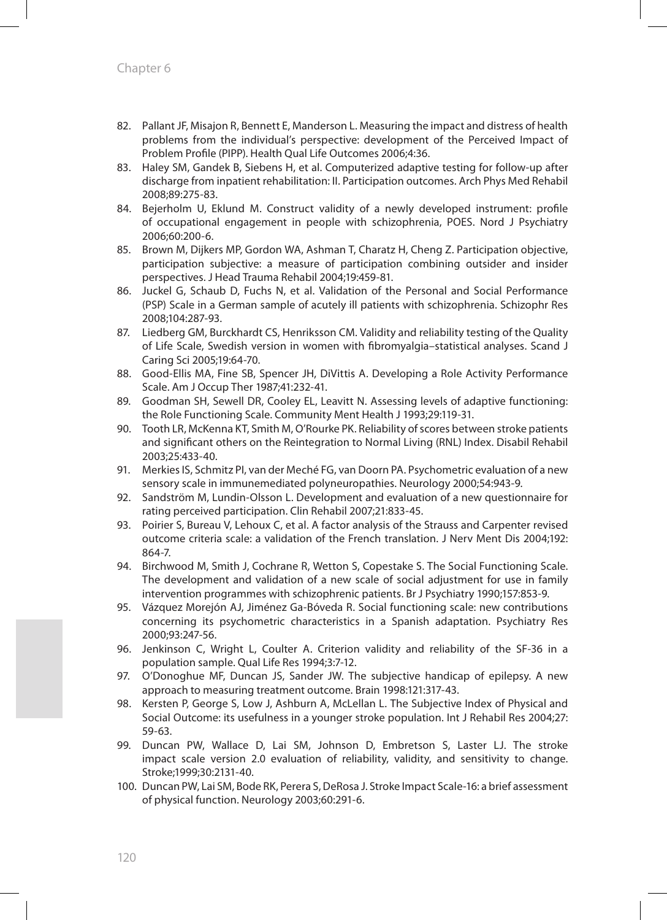82. Pallant JF, Misajon R, Bennett E, Manderson L. Measuring the impact and distress of health problems from the individual's perspective: development of the Perceived Impact of Problem Profile (PIPP). Health Qual Life Outcomes 2006;4:36.
83. Haley SM, Gandek B, Siebens H, et al. Computerized adaptive testing for follow-up after discharge from inpatient rehabilitation: II. Participation outcomes. Arch Phys Med Rehabil 2008;89:275-83.
84. Bejerholm U, Eklund M. Construct validity of a newly developed instrument: profile of occupational engagement in people with schizophrenia, POES. Nord J Psychiatry 2006;60:200-6.
85. Brown M, Dijkers MP, Gordon WA, Ashman T, Charatz H, Cheng Z. Participation objective, participation subjective: a measure of participation combining outsider and insider perspectives. J Head Trauma Rehabil 2004;19:459-81.
86. Juckel G, Schaub D, Fuchs N, et al. Validation of the Personal and Social Performance (PSP) Scale in a German sample of acutely ill patients with schizophrenia. Schizophr Res 2008;104:287-93.
87. Liedberg GM, Burckhardt CS, Henriksson CM. Validity and reliability testing of the Quality of Life Scale, Swedish version in women with fibromyalgia–statistical analyses. Scand J Caring Sci 2005;19:64-70.
88. Good-Ellis MA, Fine SB, Spencer JH, DiVittis A. Developing a Role Activity Performance Scale. Am J Occup Ther 1987;41:232-41.
89. Goodman SH, Sewell DR, Cooley EL, Leavitt N. Assessing levels of adaptive functioning: the Role Functioning Scale. Community Ment Health J 1993;29:119-31.
90. Tooth LR, McKenna KT, Smith M, O'Rourke PK. Reliability of scores between stroke patients and significant others on the Reintegration to Normal Living (RNL) Index. Disabil Rehabil 2003;25:433-40.
91. Merkies IS, Schmitz PI, van der Meché FG, van Doorn PA. Psychometric evaluation of a new sensory scale in immunemediated polyneuropathies. Neurology 2000;54:943-9.
92. Sandström M, Lundin-Olsson L. Development and evaluation of a new questionnaire for rating perceived participation. Clin Rehabil 2007;21:833-45.
93. Poirier S, Bureau V, Lehoux C, et al. A factor analysis of the Strauss and Carpenter revised outcome criteria scale: a validation of the French translation. J Nerv Ment Dis 2004;192: 864-7.
94. Birchwood M, Smith J, Cochrane R, Wetton S, Copestake S. The Social Functioning Scale. The development and validation of a new scale of social adjustment for use in family intervention programmes with schizophrenic patients. Br J Psychiatry 1990;157:853-9.
95. Vázquez Morejón AJ, Jiménez Ga-Bóveda R. Social functioning scale: new contributions concerning its psychometric characteristics in a Spanish adaptation. Psychiatry Res 2000;93:247-56.
96. Jenkinson C, Wright L, Coulter A. Criterion validity and reliability of the SF-36 in a population sample. Qual Life Res 1994;3:7-12.
97. O'Donoghue MF, Duncan JS, Sander JW. The subjective handicap of epilepsy. A new approach to measuring treatment outcome. Brain 1998:121:317-43.
98. Kersten P, George S, Low J, Ashburn A, McLellan L. The Subjective Index of Physical and Social Outcome: its usefulness in a younger stroke population. Int J Rehabil Res 2004;27: 59-63.
99. Duncan PW, Wallace D, Lai SM, Johnson D, Embretson S, Laster LJ. The stroke impact scale version 2.0 evaluation of reliability, validity, and sensitivity to change. Stroke;1999;30:2131-40.
100. Duncan PW, Lai SM, Bode RK, Perera S, DeRosa J. Stroke Impact Scale-16: a brief assessment of physical function. Neurology 2003;60:291-6.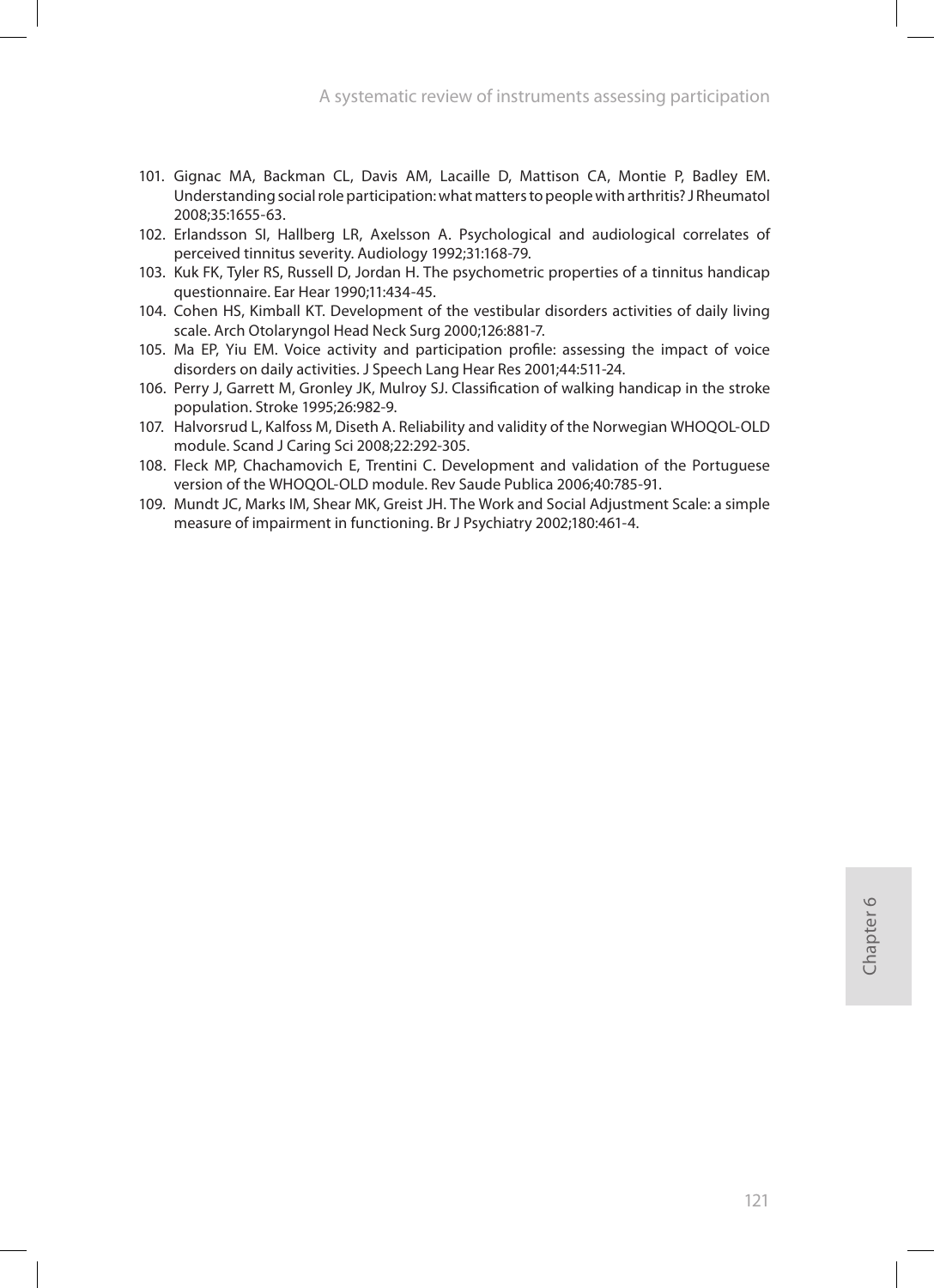101. Gignac MA, Backman CL, Davis AM, Lacaille D, Mattison CA, Montie P, Badley EM. Understanding social role participation: what matters to people with arthritis? J Rheumatol 2008;35:1655-63.
102. Erlandsson SI, Hallberg LR, Axelsson A. Psychological and audiological correlates of perceived tinnitus severity. Audiology 1992;31:168-79.
103. Kuk FK, Tyler RS, Russell D, Jordan H. The psychometric properties of a tinnitus handicap questionnaire. Ear Hear 1990;11:434-45.
104. Cohen HS, Kimball KT. Development of the vestibular disorders activities of daily living scale. Arch Otolaryngol Head Neck Surg 2000;126:881-7.
105. Ma EP, Yiu EM. Voice activity and participation profile: assessing the impact of voice disorders on daily activities. J Speech Lang Hear Res 2001;44:511-24.
106. Perry J, Garrett M, Gronley JK, Mulroy SJ. Classification of walking handicap in the stroke population. Stroke 1995;26:982-9.
107. Halvorsrud L, Kalfoss M, Diseth A. Reliability and validity of the Norwegian WHOQOL-OLD module. Scand J Caring Sci 2008;22:292-305.
108. Fleck MP, Chachamovich E, Trentini C. Development and validation of the Portuguese version of the WHOQOL-OLD module. Rev Saude Publica 2006;40:785-91.
109. Mundt JC, Marks IM, Shear MK, Greist JH. The Work and Social Adjustment Scale: a simple measure of impairment in functioning. Br J Psychiatry 2002;180:461-4.